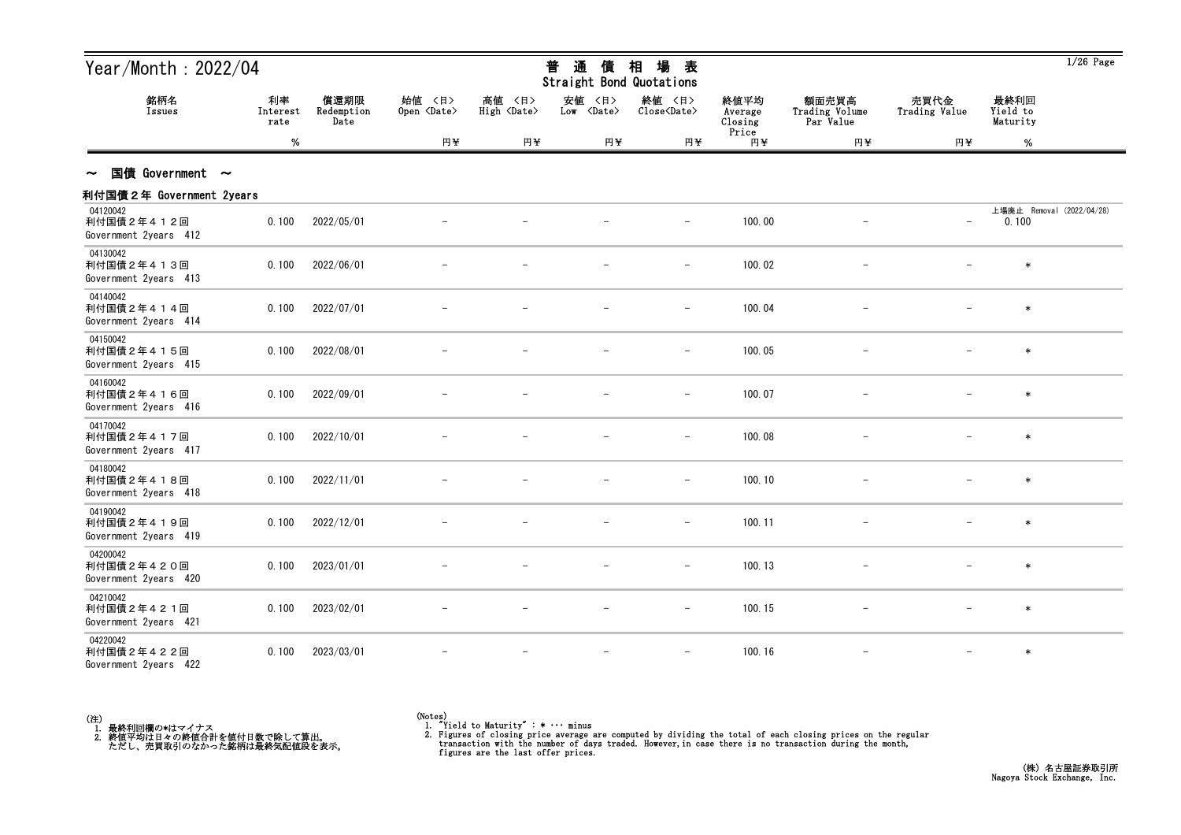# Year/Month：2022/04

## 普 通 債 相 場 表
## Straight Bond Quotations

| 銘柄名 Issues | 利率 Interest rate % | 償還期限 Redemption Date | 始値 <日> Open <Date> 円¥ | 高値 <日> High <Date> 円¥ | 安値 <日> Low <Date> 円¥ | 終値 <日> Close<Date> 円¥ | 終値平均 Average Closing Price 円¥ | 額面売買高 Trading Volume Par Value 円¥ | 売買代金 Trading Value 円¥ | 最終利回 Yield to Maturity % |
|---|---|---|---|---|---|---|---|---|---|---|

### ～ 国債 Government ～

#### 利付国債２年 Government 2years

| 銘柄名 Issues | 利率 Interest rate % | 償還期限 Redemption Date | 始値 <日> Open <Date> 円¥ | 高値 <日> High <Date> 円¥ | 安値 <日> Low <Date> 円¥ | 終値 <日> Close<Date> 円¥ | 終値平均 Average Closing Price 円¥ | 額面売買高 Trading Volume Par Value 円¥ | 売買代金 Trading Value 円¥ | 最終利回 Yield to Maturity % |
|---|---|---|---|---|---|---|---|---|---|---|
| 04120042 利付国債２年４１２回 Government 2years 412 | 0.100 | 2022/05/01 | － | － | － | － | 100.00 | － | － | 上場廃止 Removal (2022/04/28) 0.100 |
| 04130042 利付国債２年４１３回 Government 2years 413 | 0.100 | 2022/06/01 | － | － | － | － | 100.02 | － | － | * |
| 04140042 利付国債２年４１４回 Government 2years 414 | 0.100 | 2022/07/01 | － | － | － | － | 100.04 | － | － | * |
| 04150042 利付国債２年４１５回 Government 2years 415 | 0.100 | 2022/08/01 | － | － | － | － | 100.05 | － | － | * |
| 04160042 利付国債２年４１６回 Government 2years 416 | 0.100 | 2022/09/01 | － | － | － | － | 100.07 | － | － | * |
| 04170042 利付国債２年４１７回 Government 2years 417 | 0.100 | 2022/10/01 | － | － | － | － | 100.08 | － | － | * |
| 04180042 利付国債２年４１８回 Government 2years 418 | 0.100 | 2022/11/01 | － | － | － | － | 100.10 | － | － | * |
| 04190042 利付国債２年４１９回 Government 2years 419 | 0.100 | 2022/12/01 | － | － | － | － | 100.11 | － | － | * |
| 04200042 利付国債２年４２０回 Government 2years 420 | 0.100 | 2023/01/01 | － | － | － | － | 100.13 | － | － | * |
| 04210042 利付国債２年４２１回 Government 2years 421 | 0.100 | 2023/02/01 | － | － | － | － | 100.15 | － | － | * |
| 04220042 利付国債２年４２２回 Government 2years 422 | 0.100 | 2023/03/01 | － | － | － | － | 100.16 | － | － | * |

(注)
1. 最終利回欄の*はマイナス
2. 終値平均は日々の終値合計を値付日数で除して算出。
   ただし、売買取引のなかった銘柄は最終気配値段を表示。

(Notes)
1. "Yield to Maturity" : * ･･･ minus
2. Figures of closing price average are computed by dividing the total of each closing prices on the regular transaction with the number of days traded. However,in case there is no transaction during the month, figures are the last offer prices.

(株) 名古屋証券取引所
Nagoya Stock Exchange, Inc.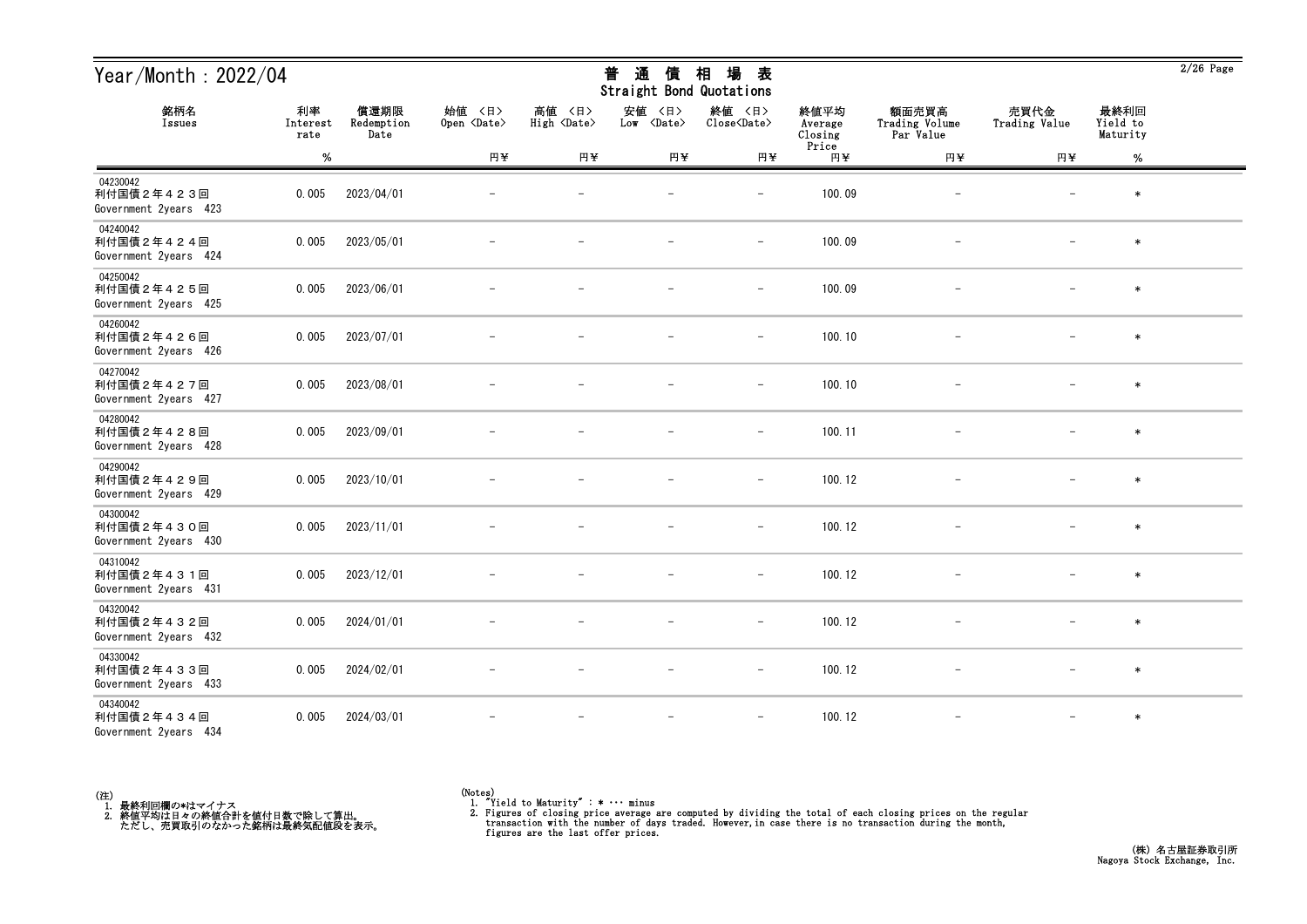# Year/Month : 2022/04

## 普通債相場表
### Straight Bond Quotations

| 銘柄名<br>Issues | 利率<br>Interest rate<br>% | 償還期限<br>Redemption Date | 始値 〈日〉<br>Open 〈Date〉<br>円¥ | 高値 〈日〉<br>High 〈Date〉<br>円¥ | 安値 〈日〉<br>Low 〈Date〉<br>円¥ | 終値 〈日〉<br>Close〈Date〉<br>円¥ | 終値平均<br>Average Closing Price<br>円¥ | 額面売買高<br>Trading Volume Par Value<br>円¥ | 売買代金<br>Trading Value<br>円¥ | 最終利回<br>Yield to Maturity<br>% |
|---|---|---|---|---|---|---|---|---|---|---|
| 04230042<br>利付国債２年４２３回<br>Government 2years 423 | 0.005 | 2023/04/01 | － | － | － | － | 100.09 | － | － | * |
| 04240042<br>利付国債２年４２４回<br>Government 2years 424 | 0.005 | 2023/05/01 | － | － | － | － | 100.09 | － | － | * |
| 04250042<br>利付国債２年４２５回<br>Government 2years 425 | 0.005 | 2023/06/01 | － | － | － | － | 100.09 | － | － | * |
| 04260042<br>利付国債２年４２６回<br>Government 2years 426 | 0.005 | 2023/07/01 | － | － | － | － | 100.10 | － | － | * |
| 04270042<br>利付国債２年４２７回<br>Government 2years 427 | 0.005 | 2023/08/01 | － | － | － | － | 100.10 | － | － | * |
| 04280042<br>利付国債２年４２８回<br>Government 2years 428 | 0.005 | 2023/09/01 | － | － | － | － | 100.11 | － | － | * |
| 04290042<br>利付国債２年４２９回<br>Government 2years 429 | 0.005 | 2023/10/01 | － | － | － | － | 100.12 | － | － | * |
| 04300042<br>利付国債２年４３０回<br>Government 2years 430 | 0.005 | 2023/11/01 | － | － | － | － | 100.12 | － | － | * |
| 04310042<br>利付国債２年４３１回<br>Government 2years 431 | 0.005 | 2023/12/01 | － | － | － | － | 100.12 | － | － | * |
| 04320042<br>利付国債２年４３２回<br>Government 2years 432 | 0.005 | 2024/01/01 | － | － | － | － | 100.12 | － | － | * |
| 04330042<br>利付国債２年４３３回<br>Government 2years 433 | 0.005 | 2024/02/01 | － | － | － | － | 100.12 | － | － | * |
| 04340042<br>利付国債２年４３４回<br>Government 2years 434 | 0.005 | 2024/03/01 | － | － | － | － | 100.12 | － | － | * |

(注)
1. 最終利回欄の*はマイナス
2. 終値平均は日々の終値合計を値付日数で除して算出。
   ただし、売買取引のなかった銘柄は最終気配値段を表示。

(Notes)
1. "Yield to Maturity" : * ･･･ minus
2. Figures of closing price average are computed by dividing the total of each closing prices on the regular transaction with the number of days traded. However,in case there is no transaction during the month, figures are the last offer prices.

(株) 名古屋証券取引所
Nagoya Stock Exchange, Inc.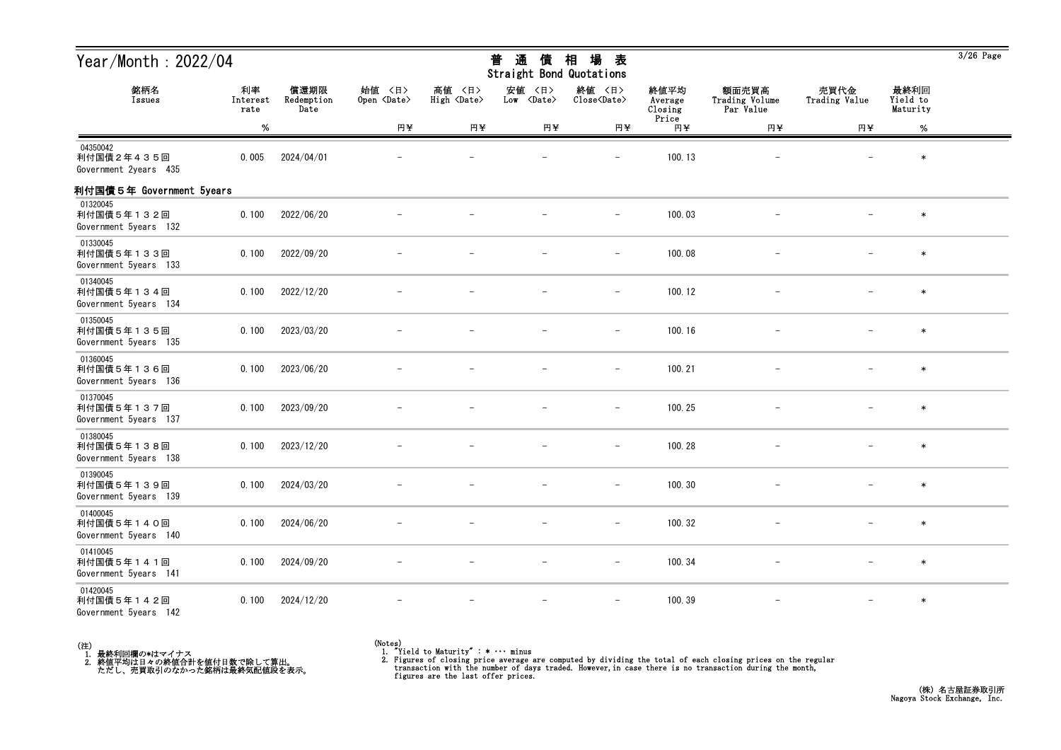# Year/Month：2022/04

## 普 通 債 相 場 表
Straight Bond Quotations

| 銘柄名<br>Issues | 利率<br>Interest rate<br>% | 償還期限<br>Redemption Date | 始値 〈日〉<br>Open 〈Date〉<br>円¥ | 高値 〈日〉<br>High 〈Date〉<br>円¥ | 安値 〈日〉<br>Low 〈Date〉<br>円¥ | 終値 〈日〉<br>Close〈Date〉<br>円¥ | 終値平均<br>Average Closing Price<br>円¥ | 額面売買高<br>Trading Volume Par Value<br>円¥ | 売買代金<br>Trading Value<br>円¥ | 最終利回<br>Yield to Maturity<br>% |
|---|---|---|---|---|---|---|---|---|---|---|
| 04350042<br>利付国債２年４３５回<br>Government 2years 435 | 0.005 | 2024/04/01 | － | － | － | － | 100.13 | － | － | * |
| **利付国債５年 Government 5years** | | | | | | | | | | |
| 01320045<br>利付国債５年１３２回<br>Government 5years 132 | 0.100 | 2022/06/20 | － | － | － | － | 100.03 | － | － | * |
| 01330045<br>利付国債５年１３３回<br>Government 5years 133 | 0.100 | 2022/09/20 | － | － | － | － | 100.08 | － | － | * |
| 01340045<br>利付国債５年１３４回<br>Government 5years 134 | 0.100 | 2022/12/20 | － | － | － | － | 100.12 | － | － | * |
| 01350045<br>利付国債５年１３５回<br>Government 5years 135 | 0.100 | 2023/03/20 | － | － | － | － | 100.16 | － | － | * |
| 01360045<br>利付国債５年１３６回<br>Government 5years 136 | 0.100 | 2023/06/20 | － | － | － | － | 100.21 | － | － | * |
| 01370045<br>利付国債５年１３７回<br>Government 5years 137 | 0.100 | 2023/09/20 | － | － | － | － | 100.25 | － | － | * |
| 01380045<br>利付国債５年１３８回<br>Government 5years 138 | 0.100 | 2023/12/20 | － | － | － | － | 100.28 | － | － | * |
| 01390045<br>利付国債５年１３９回<br>Government 5years 139 | 0.100 | 2024/03/20 | － | － | － | － | 100.30 | － | － | * |
| 01400045<br>利付国債５年１４０回<br>Government 5years 140 | 0.100 | 2024/06/20 | － | － | － | － | 100.32 | － | － | * |
| 01410045<br>利付国債５年１４１回<br>Government 5years 141 | 0.100 | 2024/09/20 | － | － | － | － | 100.34 | － | － | * |
| 01420045<br>利付国債５年１４２回<br>Government 5years 142 | 0.100 | 2024/12/20 | － | － | － | － | 100.39 | － | － | * |

(注)
1. 最終利回欄の*はマイナス
2. 終値平均は日々の終値合計を値付日数で除して算出。
   ただし、売買取引のなかった銘柄は最終気配値段を表示。

(Notes)
1. "Yield to Maturity" : * ··· minus
2. Figures of closing price average are computed by dividing the total of each closing prices on the regular transaction with the number of days traded. However, in case there is no transaction during the month, figures are the last offer prices.

(株) 名古屋証券取引所
Nagoya Stock Exchange, Inc.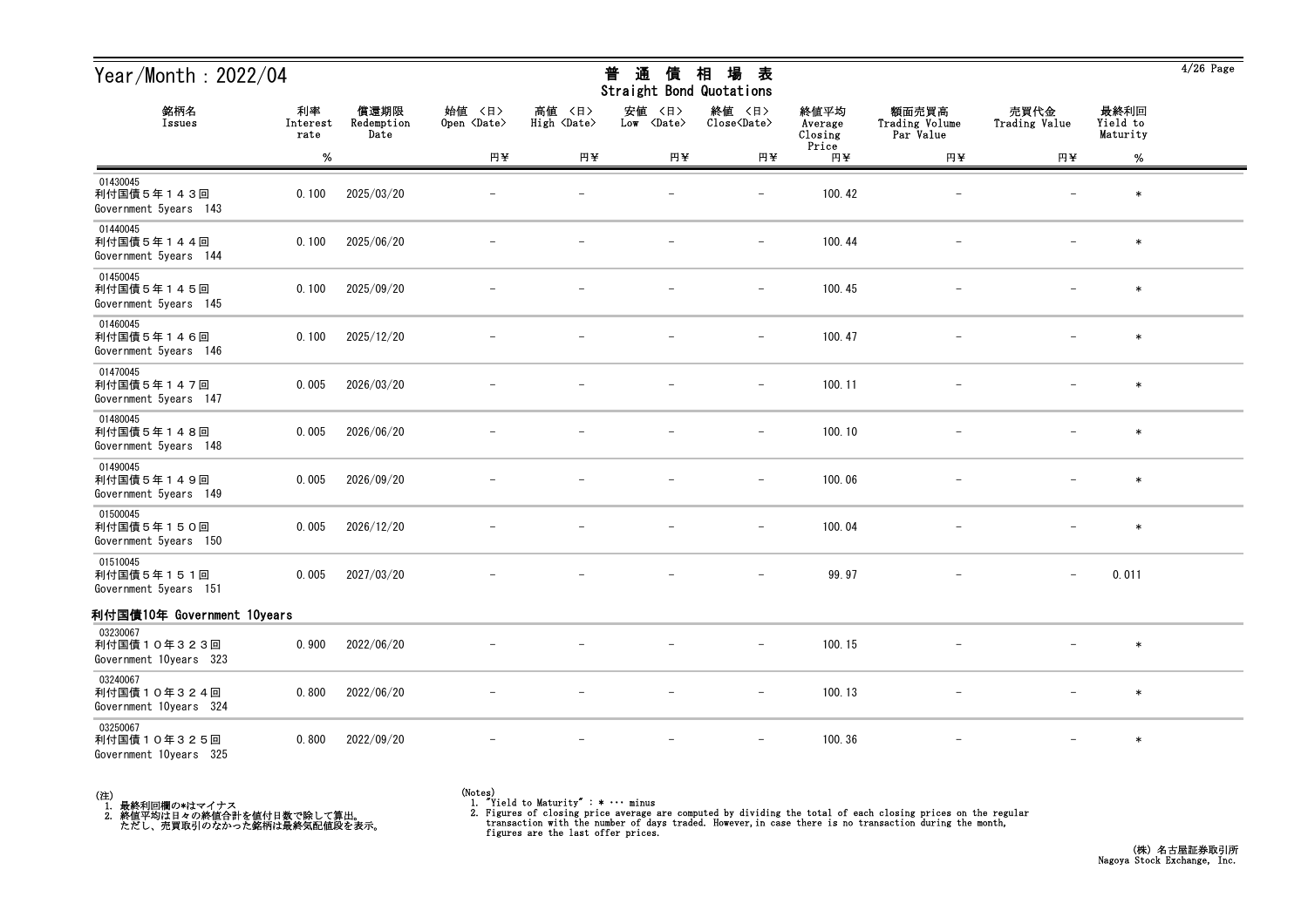# Year/Month：2022/04

## 普 通 債 相 場 表
Straight Bond Quotations

| 銘柄名 Issues | 利率 Interest rate % | 償還期限 Redemption Date | 始値 <日> Open <Date> 円¥ | 高値 <日> High <Date> 円¥ | 安値 <日> Low <Date> 円¥ | 終値 <日> Close<Date> 円¥ | 終値平均 Average Closing Price 円¥ | 額面売買高 Trading Volume Par Value 円¥ | 売買代金 Trading Value 円¥ | 最終利回 Yield to Maturity % |
|---|---|---|---|---|---|---|---|---|---|---|
| 01430045 利付国債５年１４３回 Government 5years 143 | 0.100 | 2025/03/20 | － | － | － | － | 100.42 | － | － | * |
| 01440045 利付国債５年１４４回 Government 5years 144 | 0.100 | 2025/06/20 | － | － | － | － | 100.44 | － | － | * |
| 01450045 利付国債５年１４５回 Government 5years 145 | 0.100 | 2025/09/20 | － | － | － | － | 100.45 | － | － | * |
| 01460045 利付国債５年１４６回 Government 5years 146 | 0.100 | 2025/12/20 | － | － | － | － | 100.47 | － | － | * |
| 01470045 利付国債５年１４７回 Government 5years 147 | 0.005 | 2026/03/20 | － | － | － | － | 100.11 | － | － | * |
| 01480045 利付国債５年１４８回 Government 5years 148 | 0.005 | 2026/06/20 | － | － | － | － | 100.10 | － | － | * |
| 01490045 利付国債５年１４９回 Government 5years 149 | 0.005 | 2026/09/20 | － | － | － | － | 100.06 | － | － | * |
| 01500045 利付国債５年１５０回 Government 5years 150 | 0.005 | 2026/12/20 | － | － | － | － | 100.04 | － | － | * |
| 01510045 利付国債５年１５１回 Government 5years 151 | 0.005 | 2027/03/20 | － | － | － | － | 99.97 | － | － | 0.011 |
| **利付国債10年 Government 10years** | | | | | | | | | | |
| 03230067 利付国債１０年３２３回 Government 10years 323 | 0.900 | 2022/06/20 | － | － | － | － | 100.15 | － | － | * |
| 03240067 利付国債１０年３２４回 Government 10years 324 | 0.800 | 2022/06/20 | － | － | － | － | 100.13 | － | － | * |
| 03250067 利付国債１０年３２５回 Government 10years 325 | 0.800 | 2022/09/20 | － | － | － | － | 100.36 | － | － | * |

(注)
1. 最終利回欄の*はマイナス
2. 終値平均は日々の終値合計を値付日数で除して算出。
   ただし、売買取引のなかった銘柄は最終気配値段を表示。

(Notes)
1. "Yield to Maturity" : * ··· minus
2. Figures of closing price average are computed by dividing the total of each closing prices on the regular transaction with the number of days traded. However,in case there is no transaction during the month, figures are the last offer prices.

(株) 名古屋証券取引所
Nagoya Stock Exchange, Inc.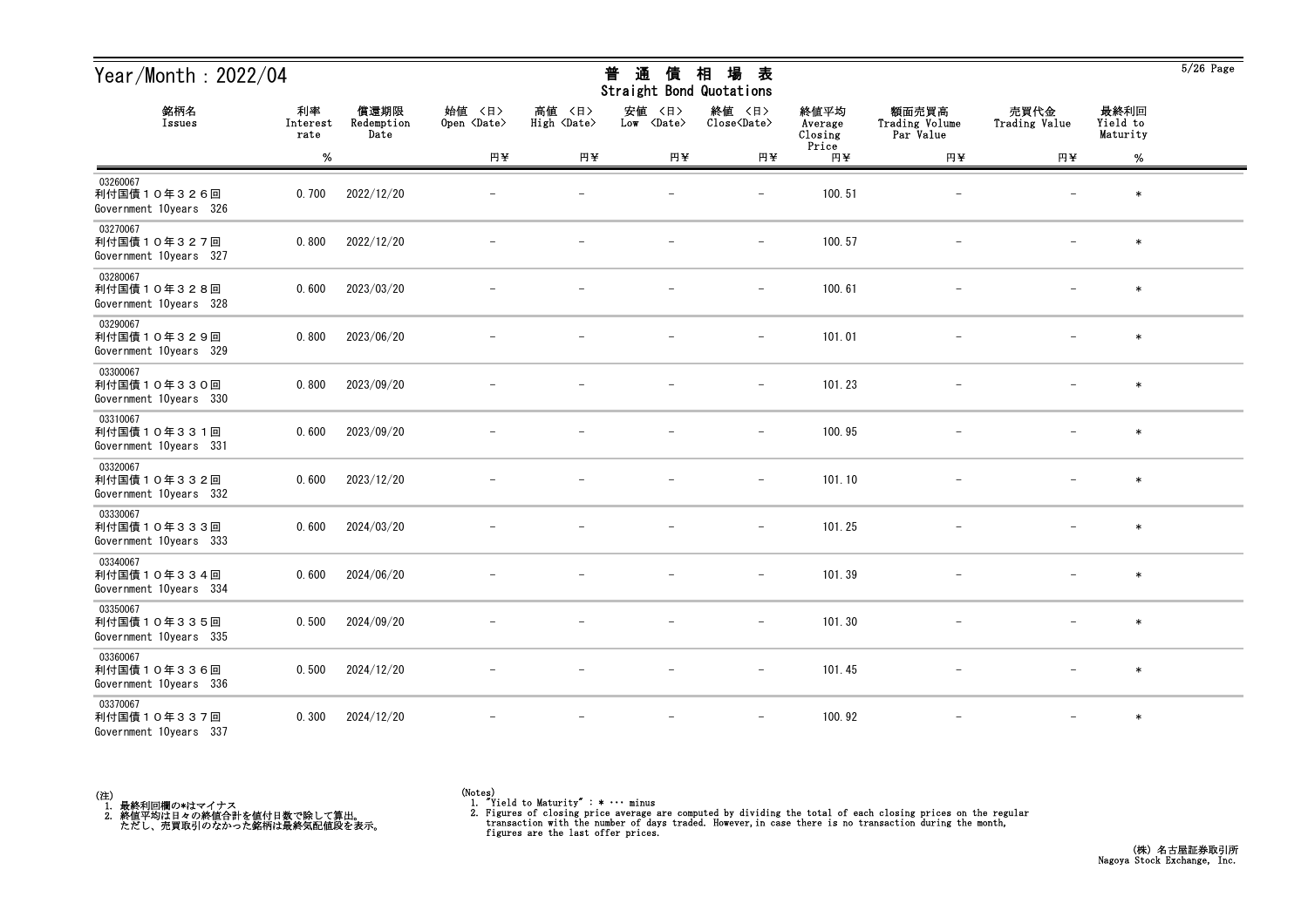# Year/Month：2022/04

## 普 通 債 相 場 表
## Straight Bond Quotations

| 銘柄名 Issues | 利率 Interest rate % | 償還期限 Redemption Date | 始値 〈日〉 Open 〈Date〉 円¥ | 高値 〈日〉 High 〈Date〉 円¥ | 安値 〈日〉 Low 〈Date〉 円¥ | 終値 〈日〉 Close〈Date〉 円¥ | 終値平均 Average Closing Price 円¥ | 額面売買高 Trading Volume Par Value 円¥ | 売買代金 Trading Value 円¥ | 最終利回 Yield to Maturity % |
|---|---|---|---|---|---|---|---|---|---|---|
| 03260067 利付国債１０年３２６回 Government 10years 326 | 0.700 | 2022/12/20 | － | － | － | － | 100.51 | － | － | * |
| 03270067 利付国債１０年３２７回 Government 10years 327 | 0.800 | 2022/12/20 | － | － | － | － | 100.57 | － | － | * |
| 03280067 利付国債１０年３２８回 Government 10years 328 | 0.600 | 2023/03/20 | － | － | － | － | 100.61 | － | － | * |
| 03290067 利付国債１０年３２９回 Government 10years 329 | 0.800 | 2023/06/20 | － | － | － | － | 101.01 | － | － | * |
| 03300067 利付国債１０年３３０回 Government 10years 330 | 0.800 | 2023/09/20 | － | － | － | － | 101.23 | － | － | * |
| 03310067 利付国債１０年３３１回 Government 10years 331 | 0.600 | 2023/09/20 | － | － | － | － | 100.95 | － | － | * |
| 03320067 利付国債１０年３３２回 Government 10years 332 | 0.600 | 2023/12/20 | － | － | － | － | 101.10 | － | － | * |
| 03330067 利付国債１０年３３３回 Government 10years 333 | 0.600 | 2024/03/20 | － | － | － | － | 101.25 | － | － | * |
| 03340067 利付国債１０年３３４回 Government 10years 334 | 0.600 | 2024/06/20 | － | － | － | － | 101.39 | － | － | * |
| 03350067 利付国債１０年３３５回 Government 10years 335 | 0.500 | 2024/09/20 | － | － | － | － | 101.30 | － | － | * |
| 03360067 利付国債１０年３３６回 Government 10years 336 | 0.500 | 2024/12/20 | － | － | － | － | 101.45 | － | － | * |
| 03370067 利付国債１０年３３７回 Government 10years 337 | 0.300 | 2024/12/20 | － | － | － | － | 100.92 | － | － | * |

(注)
1. 最終利回欄の*はマイナス
2. 終値平均は日々の終値合計を値付日数で除して算出。
   ただし、売買取引のなかった銘柄は最終気配値段を表示。

(Notes)
1. "Yield to Maturity" : * … minus
2. Figures of closing price average are computed by dividing the total of each closing prices on the regular transaction with the number of days traded. However, in case there is no transaction during the month, figures are the last offer prices.

(株) 名古屋証券取引所
Nagoya Stock Exchange, Inc.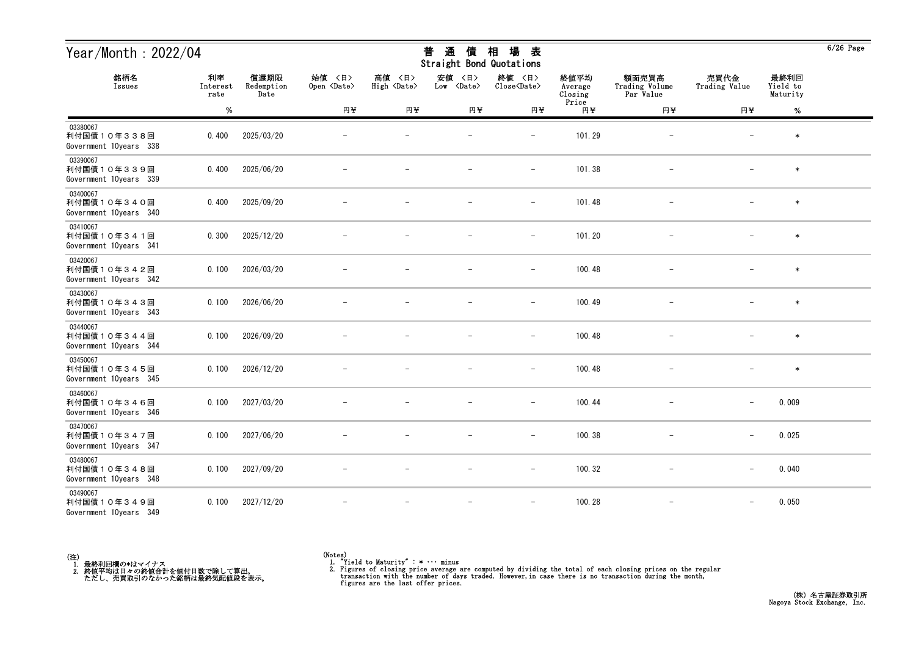# Year/Month : 2022/04

## 普通債相場表
## Straight Bond Quotations

| 銘柄名<br>Issues | 利率<br>Interest rate<br>% | 償還期限<br>Redemption Date | 始値 <日><br>Open <Date><br>円¥ | 高値 <日><br>High <Date><br>円¥ | 安値 <日><br>Low <Date><br>円¥ | 終値 <日><br>Close<Date><br>円¥ | 終値平均<br>Average Closing Price<br>円¥ | 額面売買高<br>Trading Volume Par Value<br>円¥ | 売買代金<br>Trading Value<br>円¥ | 最終利回<br>Yield to Maturity<br>% |
|---|---|---|---|---|---|---|---|---|---|---|
| 03380067<br>利付国債１０年３３８回<br>Government 10years 338 | 0.400 | 2025/03/20 | － | － | － | － | 101.29 | － | － | * |
| 03390067<br>利付国債１０年３３９回<br>Government 10years 339 | 0.400 | 2025/06/20 | － | － | － | － | 101.38 | － | － | * |
| 03400067<br>利付国債１０年３４０回<br>Government 10years 340 | 0.400 | 2025/09/20 | － | － | － | － | 101.48 | － | － | * |
| 03410067<br>利付国債１０年３４１回<br>Government 10years 341 | 0.300 | 2025/12/20 | － | － | － | － | 101.20 | － | － | * |
| 03420067<br>利付国債１０年３４２回<br>Government 10years 342 | 0.100 | 2026/03/20 | － | － | － | － | 100.48 | － | － | * |
| 03430067<br>利付国債１０年３４３回<br>Government 10years 343 | 0.100 | 2026/06/20 | － | － | － | － | 100.49 | － | － | * |
| 03440067<br>利付国債１０年３４４回<br>Government 10years 344 | 0.100 | 2026/09/20 | － | － | － | － | 100.48 | － | － | * |
| 03450067<br>利付国債１０年３４５回<br>Government 10years 345 | 0.100 | 2026/12/20 | － | － | － | － | 100.48 | － | － | * |
| 03460067<br>利付国債１０年３４６回<br>Government 10years 346 | 0.100 | 2027/03/20 | － | － | － | － | 100.44 | － | － | 0.009 |
| 03470067<br>利付国債１０年３４７回<br>Government 10years 347 | 0.100 | 2027/06/20 | － | － | － | － | 100.38 | － | － | 0.025 |
| 03480067<br>利付国債１０年３４８回<br>Government 10years 348 | 0.100 | 2027/09/20 | － | － | － | － | 100.32 | － | － | 0.040 |
| 03490067<br>利付国債１０年３４９回<br>Government 10years 349 | 0.100 | 2027/12/20 | － | － | － | － | 100.28 | － | － | 0.050 |

(注)
1. 最終利回欄の*はマイナス
2. 終値平均は日々の終値合計を値付日数で除して算出。
   ただし、売買取引のなかった銘柄は最終気配値段を表示。

(Notes)
1. "Yield to Maturity" : * ･･･ minus
2. Figures of closing price average are computed by dividing the total of each closing prices on the regular transaction with the number of days traded. However,in case there is no transaction during the month, figures are the last offer prices.

(株) 名古屋証券取引所
Nagoya Stock Exchange, Inc.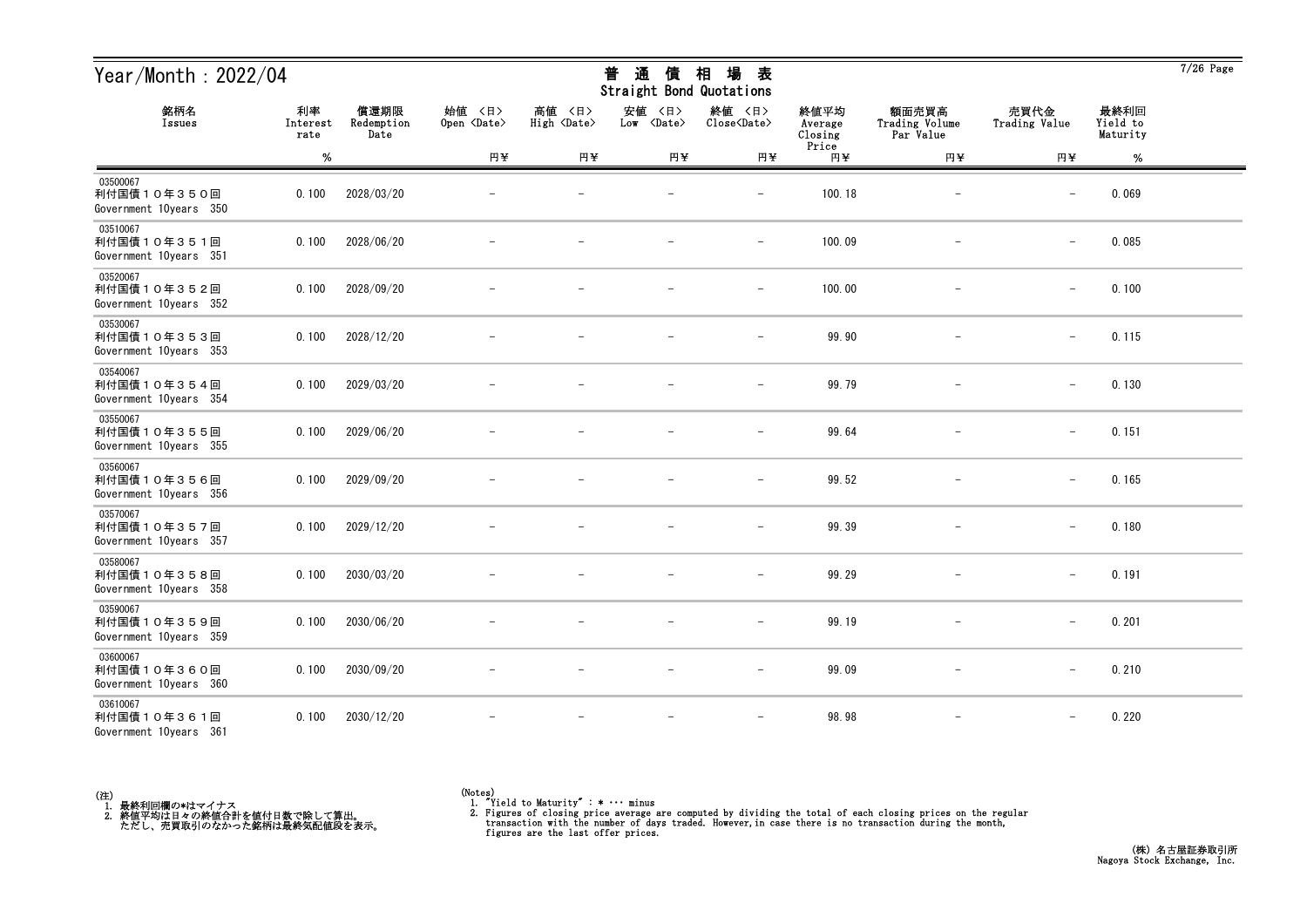# Year/Month：2022/04

## 普通債相場表 Straight Bond Quotations

| 銘柄名 Issues | 利率 Interest rate % | 償還期限 Redemption Date | 始値 〈日〉 Open 〈Date〉 円¥ | 高値 〈日〉 High 〈Date〉 円¥ | 安値 〈日〉 Low 〈Date〉 円¥ | 終値 〈日〉 Close〈Date〉 円¥ | 終値平均 Average Closing Price 円¥ | 額面売買高 Trading Volume Par Value 円¥ | 売買代金 Trading Value 円¥ | 最終利回 Yield to Maturity % |
|---|---|---|---|---|---|---|---|---|---|---|
| 03500067 利付国債１０年３５０回 Government 10years 350 | 0.100 | 2028/03/20 | － | － | － | － | 100.18 | － | － | 0.069 |
| 03510067 利付国債１０年３５１回 Government 10years 351 | 0.100 | 2028/06/20 | － | － | － | － | 100.09 | － | － | 0.085 |
| 03520067 利付国債１０年３５２回 Government 10years 352 | 0.100 | 2028/09/20 | － | － | － | － | 100.00 | － | － | 0.100 |
| 03530067 利付国債１０年３５３回 Government 10years 353 | 0.100 | 2028/12/20 | － | － | － | － | 99.90 | － | － | 0.115 |
| 03540067 利付国債１０年３５４回 Government 10years 354 | 0.100 | 2029/03/20 | － | － | － | － | 99.79 | － | － | 0.130 |
| 03550067 利付国債１０年３５５回 Government 10years 355 | 0.100 | 2029/06/20 | － | － | － | － | 99.64 | － | － | 0.151 |
| 03560067 利付国債１０年３５６回 Government 10years 356 | 0.100 | 2029/09/20 | － | － | － | － | 99.52 | － | － | 0.165 |
| 03570067 利付国債１０年３５７回 Government 10years 357 | 0.100 | 2029/12/20 | － | － | － | － | 99.39 | － | － | 0.180 |
| 03580067 利付国債１０年３５８回 Government 10years 358 | 0.100 | 2030/03/20 | － | － | － | － | 99.29 | － | － | 0.191 |
| 03590067 利付国債１０年３５９回 Government 10years 359 | 0.100 | 2030/06/20 | － | － | － | － | 99.19 | － | － | 0.201 |
| 03600067 利付国債１０年３６０回 Government 10years 360 | 0.100 | 2030/09/20 | － | － | － | － | 99.09 | － | － | 0.210 |
| 03610067 利付国債１０年３６１回 Government 10years 361 | 0.100 | 2030/12/20 | － | － | － | － | 98.98 | － | － | 0.220 |

(注)
1. 最終利回欄の*はマイナス
2. 終値平均は日々の終値合計を値付日数で除して算出。
   ただし、売買取引のなかった銘柄は最終気配値段を表示。

(Notes)
1. "Yield to Maturity" : * ・・・ minus
2. Figures of closing price average are computed by dividing the total of each closing prices on the regular transaction with the number of days traded. However, in case there is no transaction during the month, figures are the last offer prices.

(株) 名古屋証券取引所
Nagoya Stock Exchange, Inc.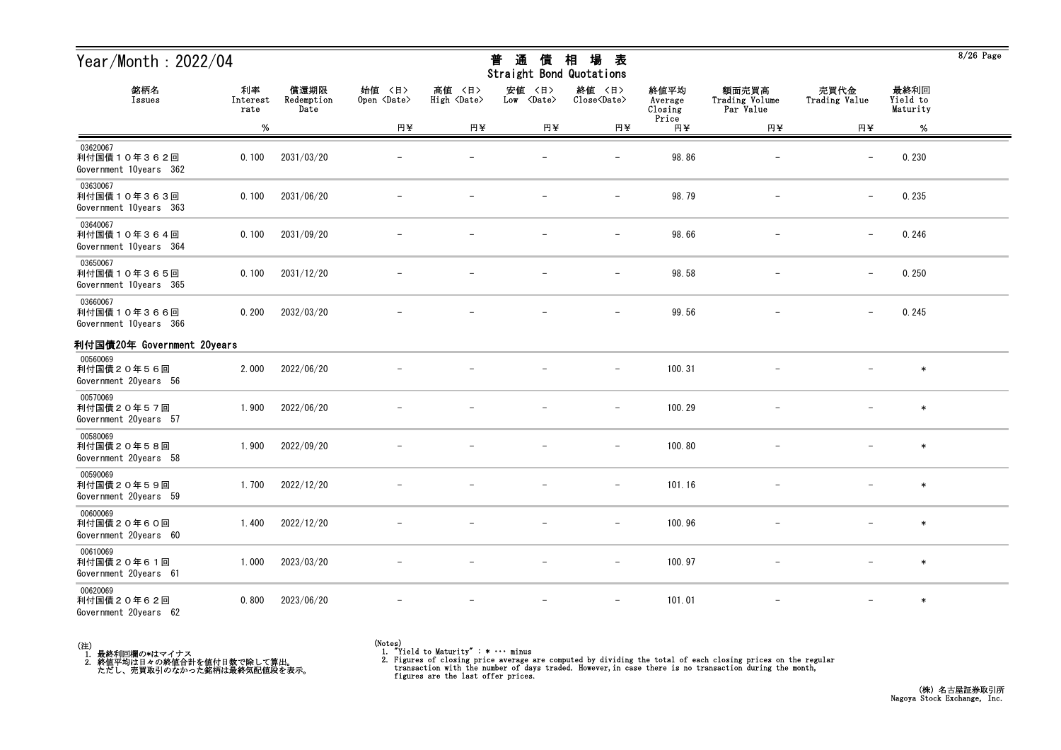# Year/Month : 2022/04

## 普通債相場表
Straight Bond Quotations

| 銘柄名 Issues | 利率 Interest rate % | 償還期限 Redemption Date | 始値 〈日〉 Open 〈Date〉 円¥ | 高値 〈日〉 High 〈Date〉 円¥ | 安値 〈日〉 Low 〈Date〉 円¥ | 終値 〈日〉 Close〈Date〉 円¥ | 終値平均 Average Closing Price 円¥ | 額面売買高 Trading Volume Par Value 円¥ | 売買代金 Trading Value 円¥ | 最終利回 Yield to Maturity % |
|---|---|---|---|---|---|---|---|---|---|---|
| 03620067 利付国債１０年３６２回 Government 10years 362 | 0.100 | 2031/03/20 | − | − | − | − | 98.86 | − | − | 0.230 |
| 03630067 利付国債１０年３６３回 Government 10years 363 | 0.100 | 2031/06/20 | − | − | − | − | 98.79 | − | − | 0.235 |
| 03640067 利付国債１０年３６４回 Government 10years 364 | 0.100 | 2031/09/20 | − | − | − | − | 98.66 | − | − | 0.246 |
| 03650067 利付国債１０年３６５回 Government 10years 365 | 0.100 | 2031/12/20 | − | − | − | − | 98.58 | − | − | 0.250 |
| 03660067 利付国債１０年３６６回 Government 10years 366 | 0.200 | 2032/03/20 | − | − | − | − | 99.56 | − | − | 0.245 |
| **利付国債20年 Government 20years** | | | | | | | | | | |
| 00560069 利付国債２０年５６回 Government 20years 56 | 2.000 | 2022/06/20 | − | − | − | − | 100.31 | − | − | * |
| 00570069 利付国債２０年５７回 Government 20years 57 | 1.900 | 2022/06/20 | − | − | − | − | 100.29 | − | − | * |
| 00580069 利付国債２０年５８回 Government 20years 58 | 1.900 | 2022/09/20 | − | − | − | − | 100.80 | − | − | * |
| 00590069 利付国債２０年５９回 Government 20years 59 | 1.700 | 2022/12/20 | − | − | − | − | 101.16 | − | − | * |
| 00600069 利付国債２０年６０回 Government 20years 60 | 1.400 | 2022/12/20 | − | − | − | − | 100.96 | − | − | * |
| 00610069 利付国債２０年６１回 Government 20years 61 | 1.000 | 2023/03/20 | − | − | − | − | 100.97 | − | − | * |
| 00620069 利付国債２０年６２回 Government 20years 62 | 0.800 | 2023/06/20 | − | − | − | − | 101.01 | − | − | * |

(注)
1. 最終利回欄の*はマイナス
2. 終値平均は日々の終値合計を値付日数で除して算出。
   ただし、売買取引のなかった銘柄は最終気配値段を表示。

(Notes)
1. "Yield to Maturity" : * ··· minus
2. Figures of closing price average are computed by dividing the total of each closing prices on the regular transaction with the number of days traded. However,in case there is no transaction during the month, figures are the last offer prices.

(株) 名古屋証券取引所
Nagoya Stock Exchange, Inc.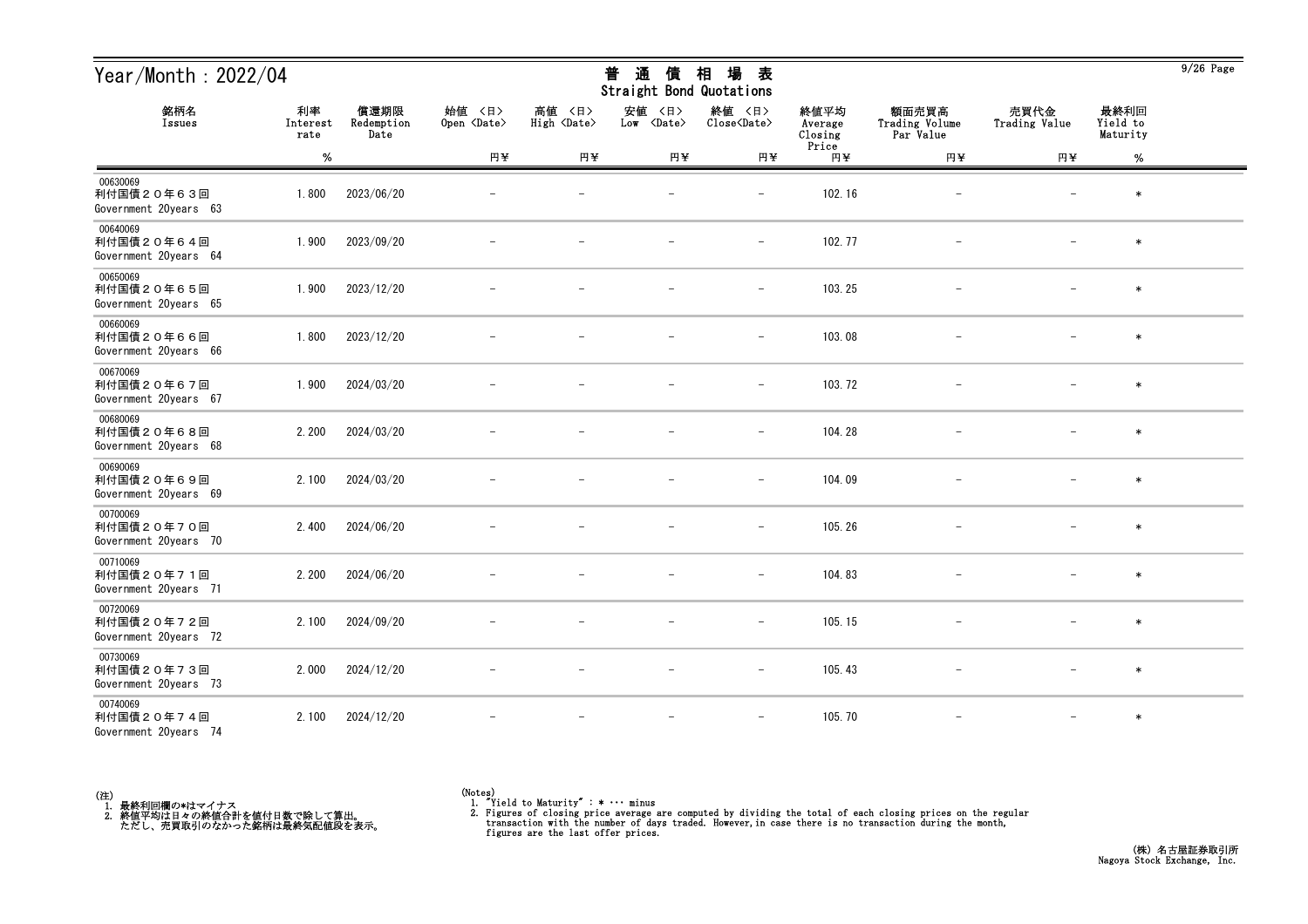# Year/Month : 2022/04

## 普通債相場表 Straight Bond Quotations

| 銘柄名 Issues | 利率 Interest rate % | 償還期限 Redemption Date | 始値 〈日〉 Open 〈Date〉 円¥ | 高値 〈日〉 High 〈Date〉 円¥ | 安値 〈日〉 Low 〈Date〉 円¥ | 終値 〈日〉 Close〈Date〉 円¥ | 終値平均 Average Closing Price 円¥ | 額面売買高 Trading Volume Par Value 円¥ | 売買代金 Trading Value 円¥ | 最終利回 Yield to Maturity % |
|---|---|---|---|---|---|---|---|---|---|---|
| 00630069 利付国債２０年６３回 Government 20years 63 | 1.800 | 2023/06/20 | － | － | － | － | 102.16 | － | － | * |
| 00640069 利付国債２０年６４回 Government 20years 64 | 1.900 | 2023/09/20 | － | － | － | － | 102.77 | － | － | * |
| 00650069 利付国債２０年６５回 Government 20years 65 | 1.900 | 2023/12/20 | － | － | － | － | 103.25 | － | － | * |
| 00660069 利付国債２０年６６回 Government 20years 66 | 1.800 | 2023/12/20 | － | － | － | － | 103.08 | － | － | * |
| 00670069 利付国債２０年６７回 Government 20years 67 | 1.900 | 2024/03/20 | － | － | － | － | 103.72 | － | － | * |
| 00680069 利付国債２０年６８回 Government 20years 68 | 2.200 | 2024/03/20 | － | － | － | － | 104.28 | － | － | * |
| 00690069 利付国債２０年６９回 Government 20years 69 | 2.100 | 2024/03/20 | － | － | － | － | 104.09 | － | － | * |
| 00700069 利付国債２０年７０回 Government 20years 70 | 2.400 | 2024/06/20 | － | － | － | － | 105.26 | － | － | * |
| 00710069 利付国債２０年７１回 Government 20years 71 | 2.200 | 2024/06/20 | － | － | － | － | 104.83 | － | － | * |
| 00720069 利付国債２０年７２回 Government 20years 72 | 2.100 | 2024/09/20 | － | － | － | － | 105.15 | － | － | * |
| 00730069 利付国債２０年７３回 Government 20years 73 | 2.000 | 2024/12/20 | － | － | － | － | 105.43 | － | － | * |
| 00740069 利付国債２０年７４回 Government 20years 74 | 2.100 | 2024/12/20 | － | － | － | － | 105.70 | － | － | * |

(注)
1. 最終利回欄の*はマイナス
2. 終値平均は日々の終値合計を値付日数で除して算出。
   ただし、売買取引のなかった銘柄は最終気配値段を表示。

(Notes)
1. "Yield to Maturity" : * ··· minus
2. Figures of closing price average are computed by dividing the total of each closing prices on the regular transaction with the number of days traded. However,in case there is no transaction during the month, figures are the last offer prices.

(株) 名古屋証券取引所
Nagoya Stock Exchange, Inc.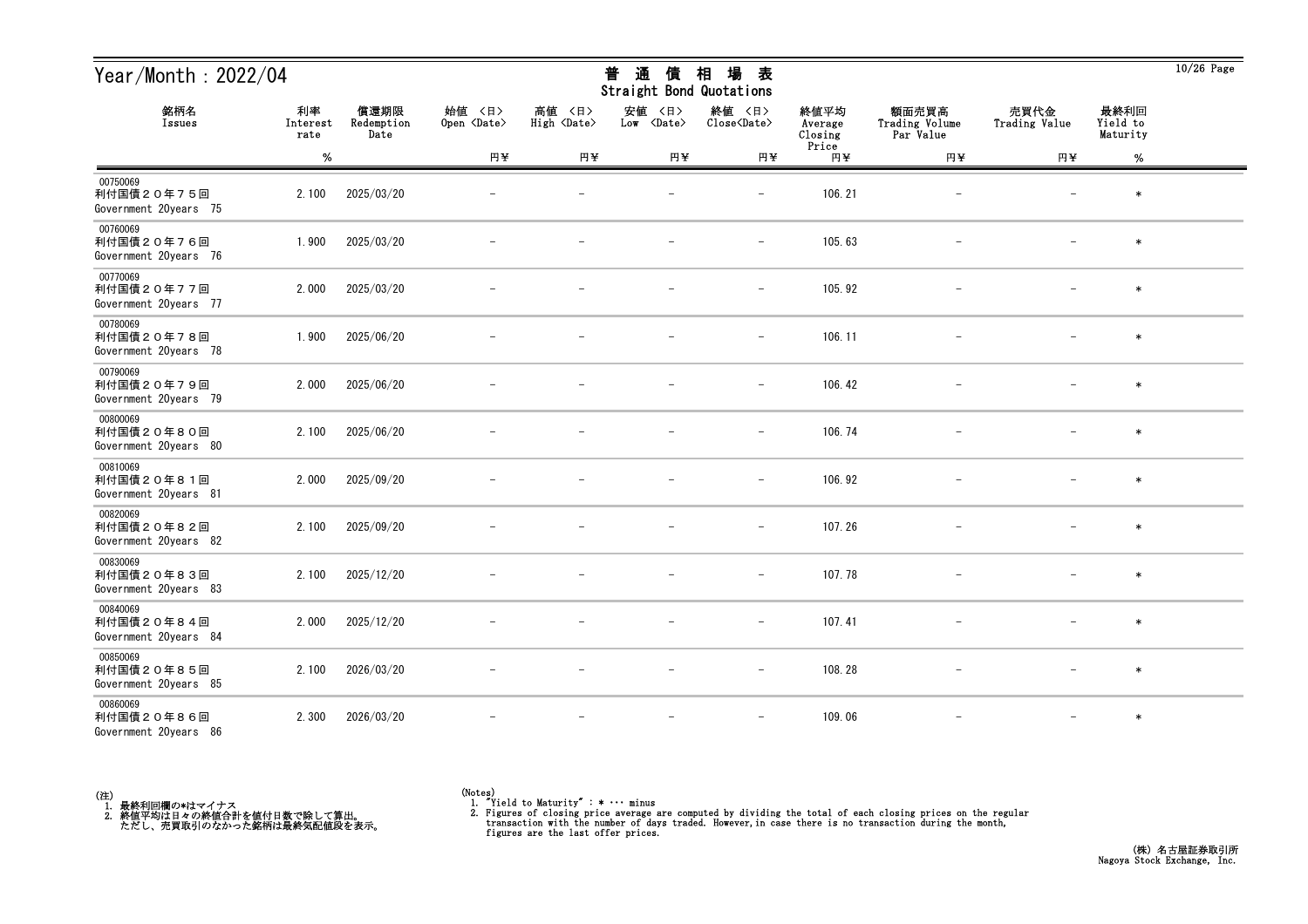# Year/Month : 2022/04

## 普通債相場表
## Straight Bond Quotations

| 銘柄名 Issues | 利率 Interest rate % | 償還期限 Redemption Date | 始値 <日> Open <Date> 円¥ | 高値 <日> High <Date> 円¥ | 安値 <日> Low <Date> 円¥ | 終値 <日> Close<Date> 円¥ | 終値平均 Average Closing Price 円¥ | 額面売買高 Trading Volume Par Value 円¥ | 売買代金 Trading Value 円¥ | 最終利回 Yield to Maturity % |
|---|---|---|---|---|---|---|---|---|---|---|
| 00750069 利付国債２０年７５回 Government 20years 75 | 2.100 | 2025/03/20 | － | － | － | － | 106.21 | － | － | * |
| 00760069 利付国債２０年７６回 Government 20years 76 | 1.900 | 2025/03/20 | － | － | － | － | 105.63 | － | － | * |
| 00770069 利付国債２０年７７回 Government 20years 77 | 2.000 | 2025/03/20 | － | － | － | － | 105.92 | － | － | * |
| 00780069 利付国債２０年７８回 Government 20years 78 | 1.900 | 2025/06/20 | － | － | － | － | 106.11 | － | － | * |
| 00790069 利付国債２０年７９回 Government 20years 79 | 2.000 | 2025/06/20 | － | － | － | － | 106.42 | － | － | * |
| 00800069 利付国債２０年８０回 Government 20years 80 | 2.100 | 2025/06/20 | － | － | － | － | 106.74 | － | － | * |
| 00810069 利付国債２０年８１回 Government 20years 81 | 2.000 | 2025/09/20 | － | － | － | － | 106.92 | － | － | * |
| 00820069 利付国債２０年８２回 Government 20years 82 | 2.100 | 2025/09/20 | － | － | － | － | 107.26 | － | － | * |
| 00830069 利付国債２０年８３回 Government 20years 83 | 2.100 | 2025/12/20 | － | － | － | － | 107.78 | － | － | * |
| 00840069 利付国債２０年８４回 Government 20years 84 | 2.000 | 2025/12/20 | － | － | － | － | 107.41 | － | － | * |
| 00850069 利付国債２０年８５回 Government 20years 85 | 2.100 | 2026/03/20 | － | － | － | － | 108.28 | － | － | * |
| 00860069 利付国債２０年８６回 Government 20years 86 | 2.300 | 2026/03/20 | － | － | － | － | 109.06 | － | － | * |

(注)
1. 最終利回欄の*はマイナス
2. 終値平均は日々の終値合計を値付日数で除して算出。
   ただし、売買取引のなかった銘柄は最終気配値段を表示。

(Notes)
1. "Yield to Maturity" : * ・・・ minus
2. Figures of closing price average are computed by dividing the total of each closing prices on the regular transaction with the number of days traded. However, in case there is no transaction during the month, figures are the last offer prices.

(株) 名古屋証券取引所
Nagoya Stock Exchange, Inc.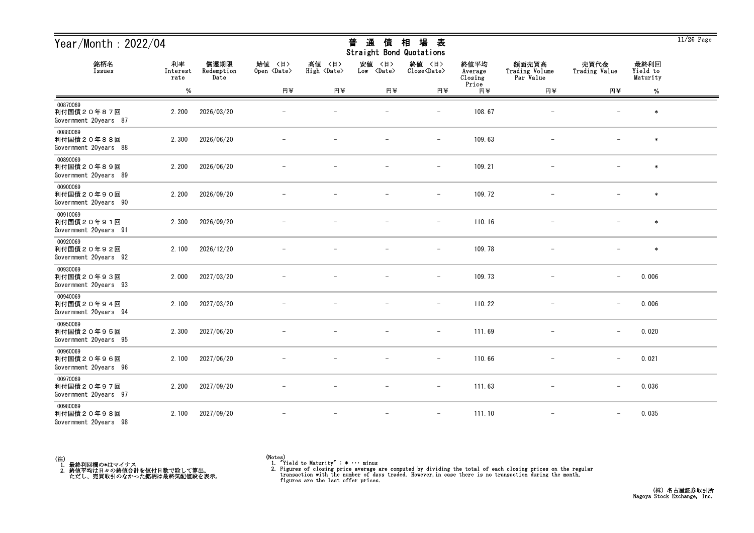# Year/Month：2022/04

## 普通債相場表
Straight Bond Quotations

| 銘柄名 Issues | 利率 Interest rate % | 償還期限 Redemption Date | 始値 〈日〉 Open 〈Date〉 円¥ | 高値 〈日〉 High 〈Date〉 円¥ | 安値 〈日〉 Low 〈Date〉 円¥ | 終値 〈日〉 Close〈Date〉 円¥ | 終値平均 Average Closing Price 円¥ | 額面売買高 Trading Volume Par Value 円¥ | 売買代金 Trading Value 円¥ | 最終利回 Yield to Maturity % |
|---|---|---|---|---|---|---|---|---|---|---|
| 00870069 利付国債２０年８７回 Government 20years 87 | 2.200 | 2026/03/20 | － | － | － | － | 108.67 | － | － | * |
| 00880069 利付国債２０年８８回 Government 20years 88 | 2.300 | 2026/06/20 | － | － | － | － | 109.63 | － | － | * |
| 00890069 利付国債２０年８９回 Government 20years 89 | 2.200 | 2026/06/20 | － | － | － | － | 109.21 | － | － | * |
| 00900069 利付国債２０年９０回 Government 20years 90 | 2.200 | 2026/09/20 | － | － | － | － | 109.72 | － | － | * |
| 00910069 利付国債２０年９１回 Government 20years 91 | 2.300 | 2026/09/20 | － | － | － | － | 110.16 | － | － | * |
| 00920069 利付国債２０年９２回 Government 20years 92 | 2.100 | 2026/12/20 | － | － | － | － | 109.78 | － | － | * |
| 00930069 利付国債２０年９３回 Government 20years 93 | 2.000 | 2027/03/20 | － | － | － | － | 109.73 | － | － | 0.006 |
| 00940069 利付国債２０年９４回 Government 20years 94 | 2.100 | 2027/03/20 | － | － | － | － | 110.22 | － | － | 0.006 |
| 00950069 利付国債２０年９５回 Government 20years 95 | 2.300 | 2027/06/20 | － | － | － | － | 111.69 | － | － | 0.020 |
| 00960069 利付国債２０年９６回 Government 20years 96 | 2.100 | 2027/06/20 | － | － | － | － | 110.66 | － | － | 0.021 |
| 00970069 利付国債２０年９７回 Government 20years 97 | 2.200 | 2027/09/20 | － | － | － | － | 111.63 | － | － | 0.036 |
| 00980069 利付国債２０年９８回 Government 20years 98 | 2.100 | 2027/09/20 | － | － | － | － | 111.10 | － | － | 0.035 |

(注)
1. 最終利回欄の*はマイナス
2. 終値平均は日々の終値合計を値付日数で除して算出。
   ただし、売買取引のなかった銘柄は最終気配値段を表示。

(Notes)
1. "Yield to Maturity" : * ･･･ minus
2. Figures of closing price average are computed by dividing the total of each closing prices on the regular transaction with the number of days traded. However,in case there is no transaction during the month, figures are the last offer prices.

(株) 名古屋証券取引所
Nagoya Stock Exchange, Inc.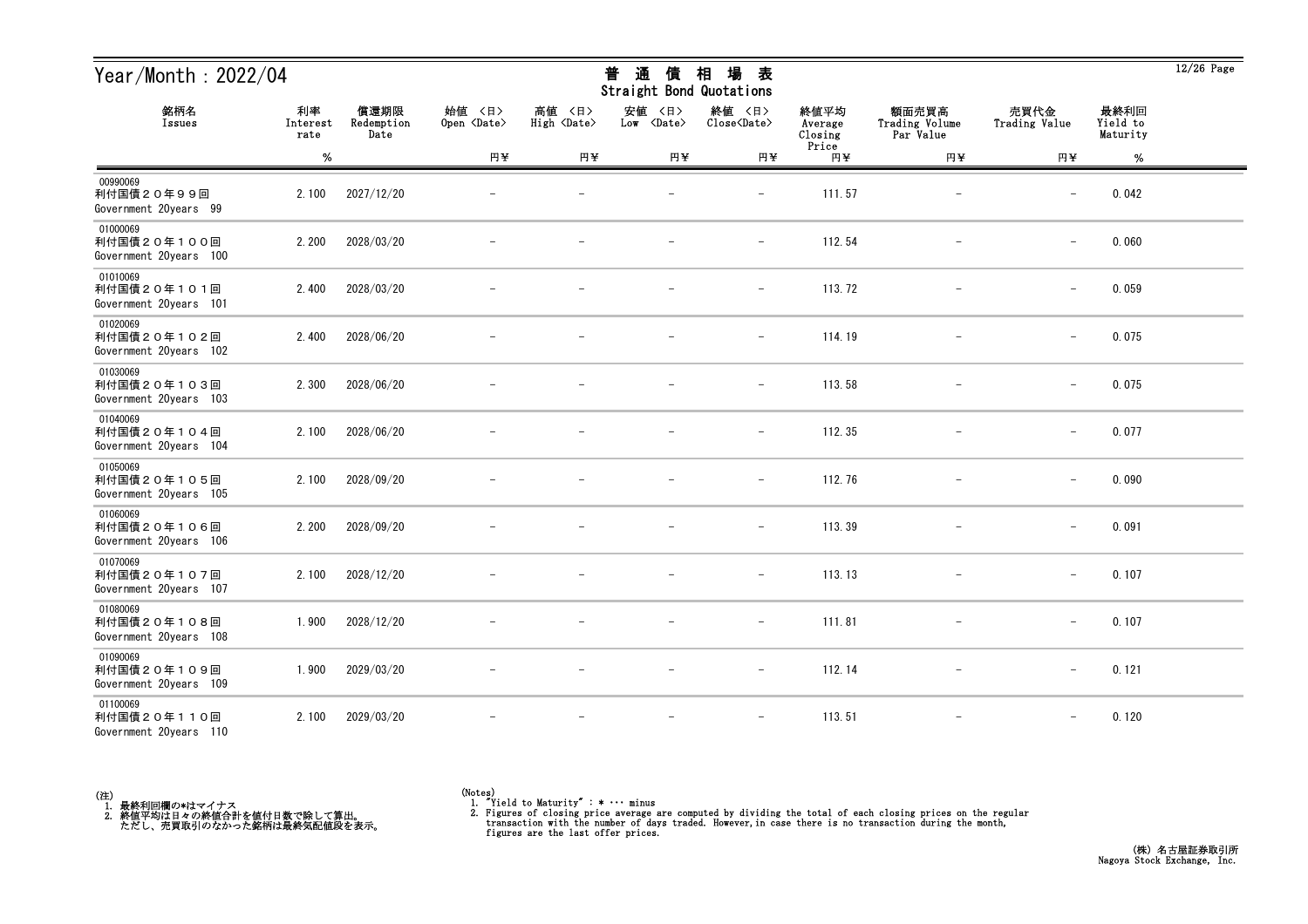# Year/Month：2022/04

## 普 通 債 相 場 表
## Straight Bond Quotations

| 銘柄名 Issues | 利率 Interest rate % | 償還期限 Redemption Date | 始値 〈日〉 Open 〈Date〉 円¥ | 高値 〈日〉 High 〈Date〉 円¥ | 安値 〈日〉 Low 〈Date〉 円¥ | 終値 〈日〉 Close〈Date〉 円¥ | 終値平均 Average Closing Price 円¥ | 額面売買高 Trading Volume Par Value 円¥ | 売買代金 Trading Value 円¥ | 最終利回 Yield to Maturity % |
|---|---|---|---|---|---|---|---|---|---|---|
| 00990069 利付国債２０年９９回 Government 20years 99 | 2.100 | 2027/12/20 | － | － | － | － | 111.57 | － | － | 0.042 |
| 01000069 利付国債２０年１００回 Government 20years 100 | 2.200 | 2028/03/20 | － | － | － | － | 112.54 | － | － | 0.060 |
| 01010069 利付国債２０年１０１回 Government 20years 101 | 2.400 | 2028/03/20 | － | － | － | － | 113.72 | － | － | 0.059 |
| 01020069 利付国債２０年１０２回 Government 20years 102 | 2.400 | 2028/06/20 | － | － | － | － | 114.19 | － | － | 0.075 |
| 01030069 利付国債２０年１０３回 Government 20years 103 | 2.300 | 2028/06/20 | － | － | － | － | 113.58 | － | － | 0.075 |
| 01040069 利付国債２０年１０４回 Government 20years 104 | 2.100 | 2028/06/20 | － | － | － | － | 112.35 | － | － | 0.077 |
| 01050069 利付国債２０年１０５回 Government 20years 105 | 2.100 | 2028/09/20 | － | － | － | － | 112.76 | － | － | 0.090 |
| 01060069 利付国債２０年１０６回 Government 20years 106 | 2.200 | 2028/09/20 | － | － | － | － | 113.39 | － | － | 0.091 |
| 01070069 利付国債２０年１０７回 Government 20years 107 | 2.100 | 2028/12/20 | － | － | － | － | 113.13 | － | － | 0.107 |
| 01080069 利付国債２０年１０８回 Government 20years 108 | 1.900 | 2028/12/20 | － | － | － | － | 111.81 | － | － | 0.107 |
| 01090069 利付国債２０年１０９回 Government 20years 109 | 1.900 | 2029/03/20 | － | － | － | － | 112.14 | － | － | 0.121 |
| 01100069 利付国債２０年１１０回 Government 20years 110 | 2.100 | 2029/03/20 | － | － | － | － | 113.51 | － | － | 0.120 |

(注)
1. 最終利回欄の*はマイナス
2. 終値平均は日々の終値合計を値付日数で除して算出。
   ただし、売買取引のなかった銘柄は最終気配値段を表示。

(Notes)
1. "Yield to Maturity" : * ··· minus
2. Figures of closing price average are computed by dividing the total of each closing prices on the regular transaction with the number of days traded. However,in case there is no transaction during the month, figures are the last offer prices.

(株) 名古屋証券取引所
Nagoya Stock Exchange, Inc.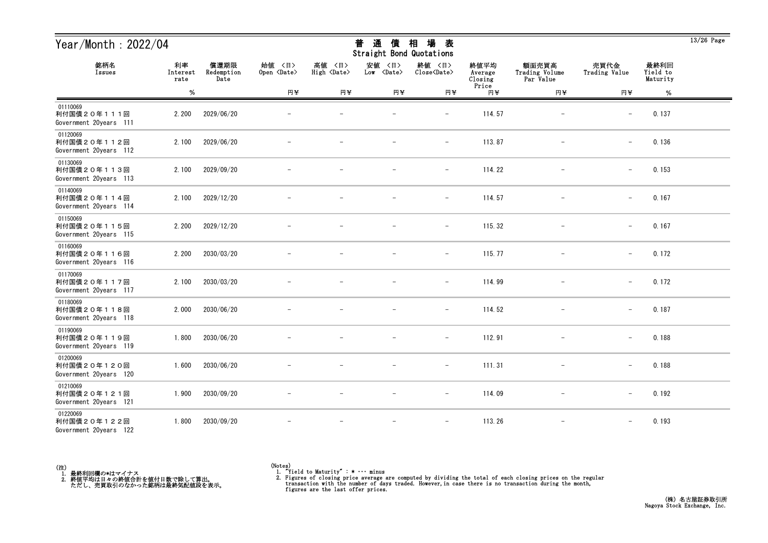# Year/Month：2022/04

## 普通債相場表
Straight Bond Quotations

| 銘柄名 Issues | 利率 Interest rate % | 償還期限 Redemption Date | 始値 〈日〉 Open 〈Date〉 円¥ | 高値 〈日〉 High 〈Date〉 円¥ | 安値 〈日〉 Low 〈Date〉 円¥ | 終値 〈日〉 Close〈Date〉 円¥ | 終値平均 Average Closing Price 円¥ | 額面売買高 Trading Volume Par Value 円¥ | 売買代金 Trading Value 円¥ | 最終利回 Yield to Maturity % |
|---|---|---|---|---|---|---|---|---|---|---|
| 01110069 利付国債２０年１１１回 Government 20years 111 | 2.200 | 2029/06/20 | － | － | － | － | 114.57 | － | － | 0.137 |
| 01120069 利付国債２０年１１２回 Government 20years 112 | 2.100 | 2029/06/20 | － | － | － | － | 113.87 | － | － | 0.136 |
| 01130069 利付国債２０年１１３回 Government 20years 113 | 2.100 | 2029/09/20 | － | － | － | － | 114.22 | － | － | 0.153 |
| 01140069 利付国債２０年１１４回 Government 20years 114 | 2.100 | 2029/12/20 | － | － | － | － | 114.57 | － | － | 0.167 |
| 01150069 利付国債２０年１１５回 Government 20years 115 | 2.200 | 2029/12/20 | － | － | － | － | 115.32 | － | － | 0.167 |
| 01160069 利付国債２０年１１６回 Government 20years 116 | 2.200 | 2030/03/20 | － | － | － | － | 115.77 | － | － | 0.172 |
| 01170069 利付国債２０年１１７回 Government 20years 117 | 2.100 | 2030/03/20 | － | － | － | － | 114.99 | － | － | 0.172 |
| 01180069 利付国債２０年１１８回 Government 20years 118 | 2.000 | 2030/06/20 | － | － | － | － | 114.52 | － | － | 0.187 |
| 01190069 利付国債２０年１１９回 Government 20years 119 | 1.800 | 2030/06/20 | － | － | － | － | 112.91 | － | － | 0.188 |
| 01200069 利付国債２０年１２０回 Government 20years 120 | 1.600 | 2030/06/20 | － | － | － | － | 111.31 | － | － | 0.188 |
| 01210069 利付国債２０年１２１回 Government 20years 121 | 1.900 | 2030/09/20 | － | － | － | － | 114.09 | － | － | 0.192 |
| 01220069 利付国債２０年１２２回 Government 20years 122 | 1.800 | 2030/09/20 | － | － | － | － | 113.26 | － | － | 0.193 |

(注)
1. 最終利回欄の*はマイナス
2. 終値平均は日々の終値合計を値付日数で除して算出。
   ただし、売買取引のなかった銘柄は最終気配値段を表示。

(Notes)
1. "Yield to Maturity" : * ･･･ minus
2. Figures of closing price average are computed by dividing the total of each closing prices on the regular transaction with the number of days traded. However,in case there is no transaction during the month, figures are the last offer prices.

(株) 名古屋証券取引所
Nagoya Stock Exchange, Inc.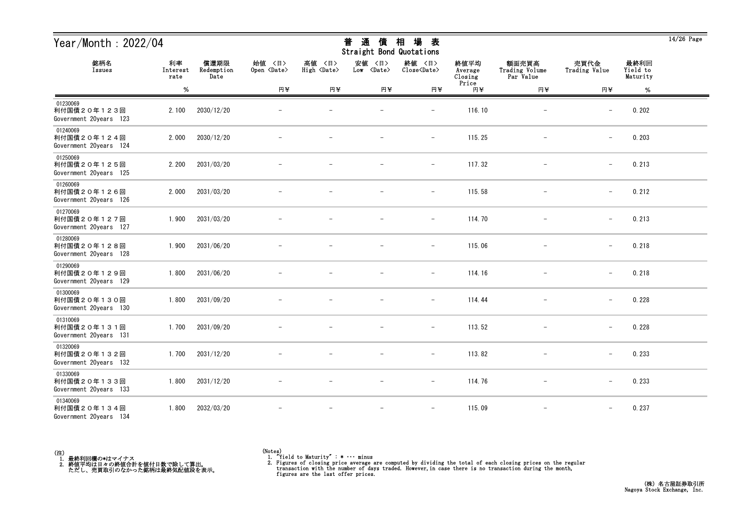# Year/Month : 2022/04

## 普通債相場表
## Straight Bond Quotations

| 銘柄名<br>Issues | 利率<br>Interest rate<br>% | 償還期限<br>Redemption Date | 始値 <日><br>Open <Date><br>円¥ | 高値 <日><br>High <Date><br>円¥ | 安値 <日><br>Low <Date><br>円¥ | 終値 <日><br>Close<Date><br>円¥ | 終値平均<br>Average Closing Price<br>円¥ | 額面売買高<br>Trading Volume Par Value<br>円¥ | 売買代金<br>Trading Value<br>円¥ | 最終利回<br>Yield to Maturity<br>% |
|---|---|---|---|---|---|---|---|---|---|---|
| 01230069<br>利付国債２０年１２３回<br>Government 20years 123 | 2.100 | 2030/12/20 | － | － | － | － | 116.10 | － | － | 0.202 |
| 01240069<br>利付国債２０年１２４回<br>Government 20years 124 | 2.000 | 2030/12/20 | － | － | － | － | 115.25 | － | － | 0.203 |
| 01250069<br>利付国債２０年１２５回<br>Government 20years 125 | 2.200 | 2031/03/20 | － | － | － | － | 117.32 | － | － | 0.213 |
| 01260069<br>利付国債２０年１２６回<br>Government 20years 126 | 2.000 | 2031/03/20 | － | － | － | － | 115.58 | － | － | 0.212 |
| 01270069<br>利付国債２０年１２７回<br>Government 20years 127 | 1.900 | 2031/03/20 | － | － | － | － | 114.70 | － | － | 0.213 |
| 01280069<br>利付国債２０年１２８回<br>Government 20years 128 | 1.900 | 2031/06/20 | － | － | － | － | 115.06 | － | － | 0.218 |
| 01290069<br>利付国債２０年１２９回<br>Government 20years 129 | 1.800 | 2031/06/20 | － | － | － | － | 114.16 | － | － | 0.218 |
| 01300069<br>利付国債２０年１３０回<br>Government 20years 130 | 1.800 | 2031/09/20 | － | － | － | － | 114.44 | － | － | 0.228 |
| 01310069<br>利付国債２０年１３１回<br>Government 20years 131 | 1.700 | 2031/09/20 | － | － | － | － | 113.52 | － | － | 0.228 |
| 01320069<br>利付国債２０年１３２回<br>Government 20years 132 | 1.700 | 2031/12/20 | － | － | － | － | 113.82 | － | － | 0.233 |
| 01330069<br>利付国債２０年１３３回<br>Government 20years 133 | 1.800 | 2031/12/20 | － | － | － | － | 114.76 | － | － | 0.233 |
| 01340069<br>利付国債２０年１３４回<br>Government 20years 134 | 1.800 | 2032/03/20 | － | － | － | － | 115.09 | － | － | 0.237 |

(注)
1. 最終利回欄の*はマイナス
2. 終値平均は日々の終値合計を値付日数で除して算出。
   ただし、売買取引のなかった銘柄は最終気配値段を表示。

(Notes)
1. "Yield to Maturity" : * ･･･ minus
2. Figures of closing price average are computed by dividing the total of each closing prices on the regular transaction with the number of days traded. However, in case there is no transaction during the month, figures are the last offer prices.

(株) 名古屋証券取引所
Nagoya Stock Exchange, Inc.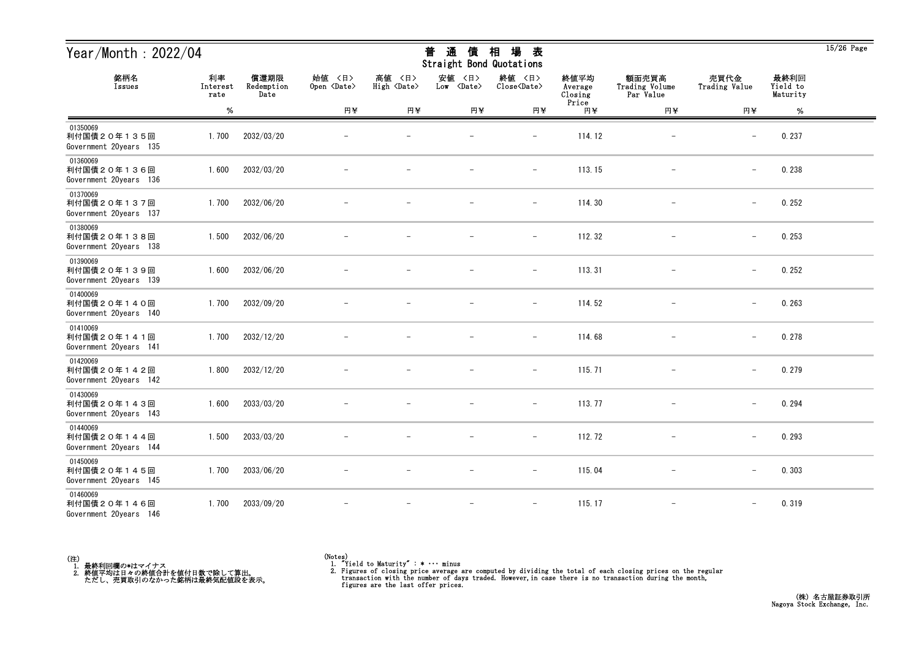# Year/Month：2022/04

## 普通債相場表
## Straight Bond Quotations

| 銘柄名<br>Issues | 利率<br>Interest rate<br>% | 償還期限<br>Redemption Date | 始値 <日><br>Open <Date><br>円¥ | 高値 <日><br>High <Date><br>円¥ | 安値 <日><br>Low <Date><br>円¥ | 終値 <日><br>Close<Date><br>円¥ | 終値平均<br>Average Closing Price<br>円¥ | 額面売買高<br>Trading Volume Par Value<br>円¥ | 売買代金<br>Trading Value<br>円¥ | 最終利回<br>Yield to Maturity<br>% |
|---|---|---|---|---|---|---|---|---|---|---|
| 01350069<br>利付国債２０年１３５回<br>Government 20years 135 | 1.700 | 2032/03/20 | － | － | － | － | 114.12 | － | － | 0.237 |
| 01360069<br>利付国債２０年１３６回<br>Government 20years 136 | 1.600 | 2032/03/20 | － | － | － | － | 113.15 | － | － | 0.238 |
| 01370069<br>利付国債２０年１３７回<br>Government 20years 137 | 1.700 | 2032/06/20 | － | － | － | － | 114.30 | － | － | 0.252 |
| 01380069<br>利付国債２０年１３８回<br>Government 20years 138 | 1.500 | 2032/06/20 | － | － | － | － | 112.32 | － | － | 0.253 |
| 01390069<br>利付国債２０年１３９回<br>Government 20years 139 | 1.600 | 2032/06/20 | － | － | － | － | 113.31 | － | － | 0.252 |
| 01400069<br>利付国債２０年１４０回<br>Government 20years 140 | 1.700 | 2032/09/20 | － | － | － | － | 114.52 | － | － | 0.263 |
| 01410069<br>利付国債２０年１４１回<br>Government 20years 141 | 1.700 | 2032/12/20 | － | － | － | － | 114.68 | － | － | 0.278 |
| 01420069<br>利付国債２０年１４２回<br>Government 20years 142 | 1.800 | 2032/12/20 | － | － | － | － | 115.71 | － | － | 0.279 |
| 01430069<br>利付国債２０年１４３回<br>Government 20years 143 | 1.600 | 2033/03/20 | － | － | － | － | 113.77 | － | － | 0.294 |
| 01440069<br>利付国債２０年１４４回<br>Government 20years 144 | 1.500 | 2033/03/20 | － | － | － | － | 112.72 | － | － | 0.293 |
| 01450069<br>利付国債２０年１４５回<br>Government 20years 145 | 1.700 | 2033/06/20 | － | － | － | － | 115.04 | － | － | 0.303 |
| 01460069<br>利付国債２０年１４６回<br>Government 20years 146 | 1.700 | 2033/09/20 | － | － | － | － | 115.17 | － | － | 0.319 |

(注)
1. 最終利回欄の*はマイナス
2. 終値平均は日々の終値合計を値付日数で除して算出。
   ただし、売買取引のなかった銘柄は最終気配値段を表示。

(Notes)
1. "Yield to Maturity" : * ··· minus
2. Figures of closing price average are computed by dividing the total of each closing prices on the regular transaction with the number of days traded. However,in case there is no transaction during the month, figures are the last offer prices.

(株) 名古屋証券取引所
Nagoya Stock Exchange, Inc.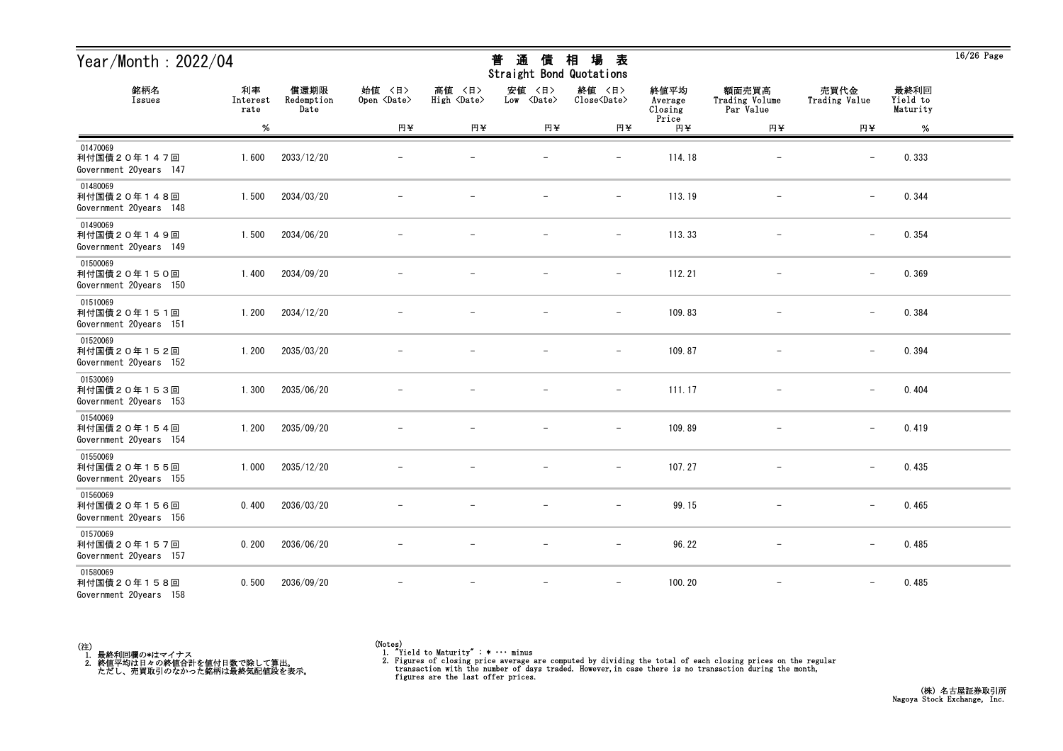# Year/Month : 2022/04

## 普通債相場表 Straight Bond Quotations

| 銘柄名 Issues | 利率 Interest rate | 償還期限 Redemption Date | 始値 <日> Open <Date> | 高値 <日> High <Date> | 安値 <日> Low <Date> | 終値 <日> Close<Date> | 終値平均 Average Closing Price | 額面売買高 Trading Volume Par Value | 売買代金 Trading Value | 最終利回 Yield to Maturity |
|---|---|---|---|---|---|---|---|---|---|---|
| | % | | 円¥ | 円¥ | 円¥ | 円¥ | 円¥ | 円¥ | 円¥ | % |
| 01470069 利付国債２０年１４７回 Government 20years 147 | 1.600 | 2033/12/20 | – | – | – | – | 114.18 | – | – | 0.333 |
| 01480069 利付国債２０年１４８回 Government 20years 148 | 1.500 | 2034/03/20 | – | – | – | – | 113.19 | – | – | 0.344 |
| 01490069 利付国債２０年１４９回 Government 20years 149 | 1.500 | 2034/06/20 | – | – | – | – | 113.33 | – | – | 0.354 |
| 01500069 利付国債２０年１５０回 Government 20years 150 | 1.400 | 2034/09/20 | – | – | – | – | 112.21 | – | – | 0.369 |
| 01510069 利付国債２０年１５１回 Government 20years 151 | 1.200 | 2034/12/20 | – | – | – | – | 109.83 | – | – | 0.384 |
| 01520069 利付国債２０年１５２回 Government 20years 152 | 1.200 | 2035/03/20 | – | – | – | – | 109.87 | – | – | 0.394 |
| 01530069 利付国債２０年１５３回 Government 20years 153 | 1.300 | 2035/06/20 | – | – | – | – | 111.17 | – | – | 0.404 |
| 01540069 利付国債２０年１５４回 Government 20years 154 | 1.200 | 2035/09/20 | – | – | – | – | 109.89 | – | – | 0.419 |
| 01550069 利付国債２０年１５５回 Government 20years 155 | 1.000 | 2035/12/20 | – | – | – | – | 107.27 | – | – | 0.435 |
| 01560069 利付国債２０年１５６回 Government 20years 156 | 0.400 | 2036/03/20 | – | – | – | – | 99.15 | – | – | 0.465 |
| 01570069 利付国債２０年１５７回 Government 20years 157 | 0.200 | 2036/06/20 | – | – | – | – | 96.22 | – | – | 0.485 |
| 01580069 利付国債２０年１５８回 Government 20years 158 | 0.500 | 2036/09/20 | – | – | – | – | 100.20 | – | – | 0.485 |

(注)
1. 最終利回欄の*はマイナス
2. 終値平均は日々の終値合計を値付日数で除して算出。
   ただし、売買取引のなかった銘柄は最終気配値段を表示。

(Notes)
1. "Yield to Maturity" : * ··· minus
2. Figures of closing price average are computed by dividing the total of each closing prices on the regular transaction with the number of days traded. However,in case there is no transaction during the month, figures are the last offer prices.

(株) 名古屋証券取引所
Nagoya Stock Exchange, Inc.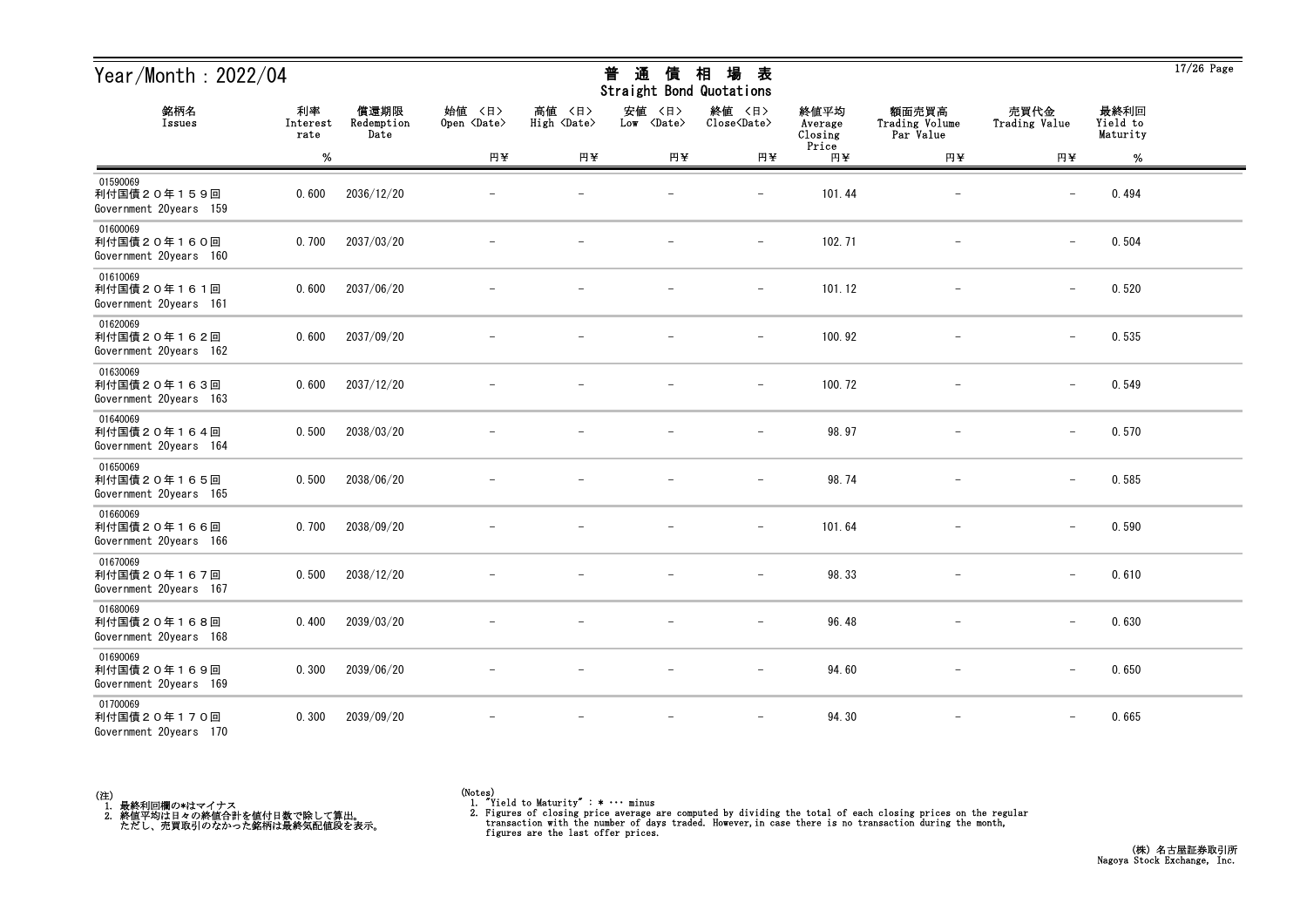# Year/Month：2022/04

## 普通債相場表
## Straight Bond Quotations

| 銘柄名<br>Issues | 利率<br>Interest rate<br>% | 償還期限<br>Redemption Date | 始値 〈日〉<br>Open 〈Date〉<br>円¥ | 高値 〈日〉<br>High 〈Date〉<br>円¥ | 安値 〈日〉<br>Low 〈Date〉<br>円¥ | 終値 〈日〉<br>Close〈Date〉<br>円¥ | 終値平均<br>Average Closing Price<br>円¥ | 額面売買高<br>Trading Volume Par Value<br>円¥ | 売買代金<br>Trading Value<br>円¥ | 最終利回<br>Yield to Maturity<br>% |
|---|---|---|---|---|---|---|---|---|---|---|
| 01590069<br>利付国債２０年１５９回<br>Government 20years 159 | 0.600 | 2036/12/20 | － | － | － | － | 101.44 | － | － | 0.494 |
| 01600069<br>利付国債２０年１６０回<br>Government 20years 160 | 0.700 | 2037/03/20 | － | － | － | － | 102.71 | － | － | 0.504 |
| 01610069<br>利付国債２０年１６１回<br>Government 20years 161 | 0.600 | 2037/06/20 | － | － | － | － | 101.12 | － | － | 0.520 |
| 01620069<br>利付国債２０年１６２回<br>Government 20years 162 | 0.600 | 2037/09/20 | － | － | － | － | 100.92 | － | － | 0.535 |
| 01630069<br>利付国債２０年１６３回<br>Government 20years 163 | 0.600 | 2037/12/20 | － | － | － | － | 100.72 | － | － | 0.549 |
| 01640069<br>利付国債２０年１６４回<br>Government 20years 164 | 0.500 | 2038/03/20 | － | － | － | － | 98.97 | － | － | 0.570 |
| 01650069<br>利付国債２０年１６５回<br>Government 20years 165 | 0.500 | 2038/06/20 | － | － | － | － | 98.74 | － | － | 0.585 |
| 01660069<br>利付国債２０年１６６回<br>Government 20years 166 | 0.700 | 2038/09/20 | － | － | － | － | 101.64 | － | － | 0.590 |
| 01670069<br>利付国債２０年１６７回<br>Government 20years 167 | 0.500 | 2038/12/20 | － | － | － | － | 98.33 | － | － | 0.610 |
| 01680069<br>利付国債２０年１６８回<br>Government 20years 168 | 0.400 | 2039/03/20 | － | － | － | － | 96.48 | － | － | 0.630 |
| 01690069<br>利付国債２０年１６９回<br>Government 20years 169 | 0.300 | 2039/06/20 | － | － | － | － | 94.60 | － | － | 0.650 |
| 01700069<br>利付国債２０年１７０回<br>Government 20years 170 | 0.300 | 2039/09/20 | － | － | － | － | 94.30 | － | － | 0.665 |

(注)
1. 最終利回欄の*はマイナス
2. 終値平均は日々の終値合計を値付日数で除して算出。
　ただし、売買取引のなかった銘柄は最終気配値段を表示。

(Notes)
1. "Yield to Maturity" : * ･･･ minus
2. Figures of closing price average are computed by dividing the total of each closing prices on the regular transaction with the number of days traded. However,in case there is no transaction during the month, figures are the last offer prices.

(株) 名古屋証券取引所
Nagoya Stock Exchange, Inc.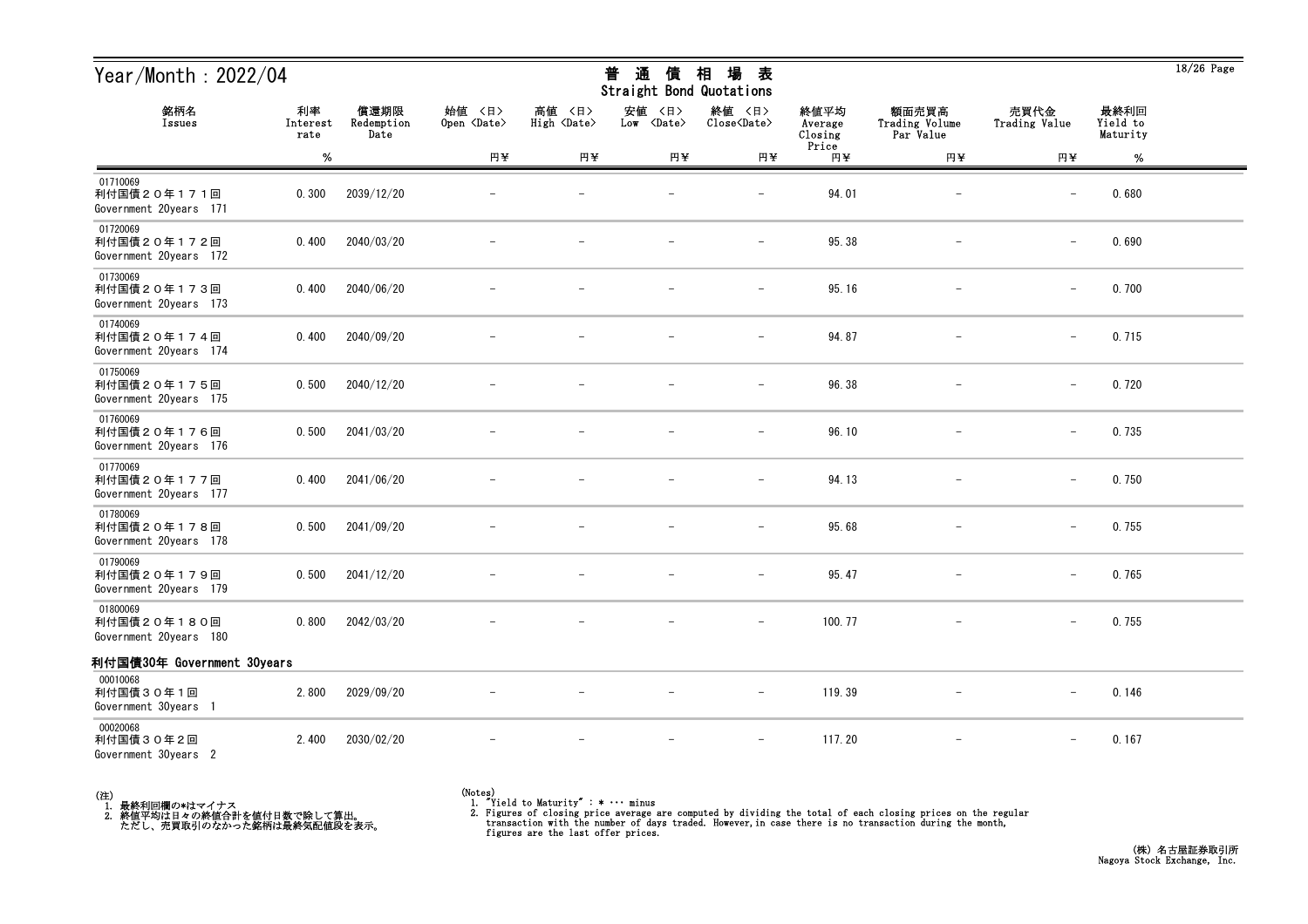# Year/Month : 2022/04

## 普 通 債 相 場 表
Straight Bond Quotations

| 銘柄名<br>Issues | 利率<br>Interest rate<br>% | 償還期限<br>Redemption Date | 始値 〈日〉<br>Open 〈Date〉<br>円¥ | 高値 〈日〉<br>High 〈Date〉<br>円¥ | 安値 〈日〉<br>Low 〈Date〉<br>円¥ | 終値 〈日〉<br>Close〈Date〉<br>円¥ | 終値平均<br>Average Closing Price<br>円¥ | 額面売買高<br>Trading Volume Par Value<br>円¥ | 売買代金<br>Trading Value<br>円¥ | 最終利回<br>Yield to Maturity<br>% |
|---|---|---|---|---|---|---|---|---|---|---|
| 01710069<br>利付国債２０年１７１回<br>Government 20years 171 | 0.300 | 2039/12/20 | － | － | － | － | 94.01 | － | － | 0.680 |
| 01720069<br>利付国債２０年１７２回<br>Government 20years 172 | 0.400 | 2040/03/20 | － | － | － | － | 95.38 | － | － | 0.690 |
| 01730069<br>利付国債２０年１７３回<br>Government 20years 173 | 0.400 | 2040/06/20 | － | － | － | － | 95.16 | － | － | 0.700 |
| 01740069<br>利付国債２０年１７４回<br>Government 20years 174 | 0.400 | 2040/09/20 | － | － | － | － | 94.87 | － | － | 0.715 |
| 01750069<br>利付国債２０年１７５回<br>Government 20years 175 | 0.500 | 2040/12/20 | － | － | － | － | 96.38 | － | － | 0.720 |
| 01760069<br>利付国債２０年１７６回<br>Government 20years 176 | 0.500 | 2041/03/20 | － | － | － | － | 96.10 | － | － | 0.735 |
| 01770069<br>利付国債２０年１７７回<br>Government 20years 177 | 0.400 | 2041/06/20 | － | － | － | － | 94.13 | － | － | 0.750 |
| 01780069<br>利付国債２０年１７８回<br>Government 20years 178 | 0.500 | 2041/09/20 | － | － | － | － | 95.68 | － | － | 0.755 |
| 01790069<br>利付国債２０年１７９回<br>Government 20years 179 | 0.500 | 2041/12/20 | － | － | － | － | 95.47 | － | － | 0.765 |
| 01800069<br>利付国債２０年１８０回<br>Government 20years 180 | 0.800 | 2042/03/20 | － | － | － | － | 100.77 | － | － | 0.755 |
| **利付国債30年 Government 30years** | | | | | | | | | | |
| 00010068<br>利付国債３０年１回<br>Government 30years 1 | 2.800 | 2029/09/20 | － | － | － | － | 119.39 | － | － | 0.146 |
| 00020068<br>利付国債３０年２回<br>Government 30years 2 | 2.400 | 2030/02/20 | － | － | － | － | 117.20 | － | － | 0.167 |

(注)
1. 最終利回欄の*はマイナス
2. 終値平均は日々の終値合計を値付日数で除して算出。
   ただし、売買取引のなかった銘柄は最終気配値段を表示。

(Notes)
1. "Yield to Maturity" : * ･･･ minus
2. Figures of closing price average are computed by dividing the total of each closing prices on the regular transaction with the number of days traded. However, in case there is no transaction during the month, figures are the last offer prices.

(株) 名古屋証券取引所
Nagoya Stock Exchange, Inc.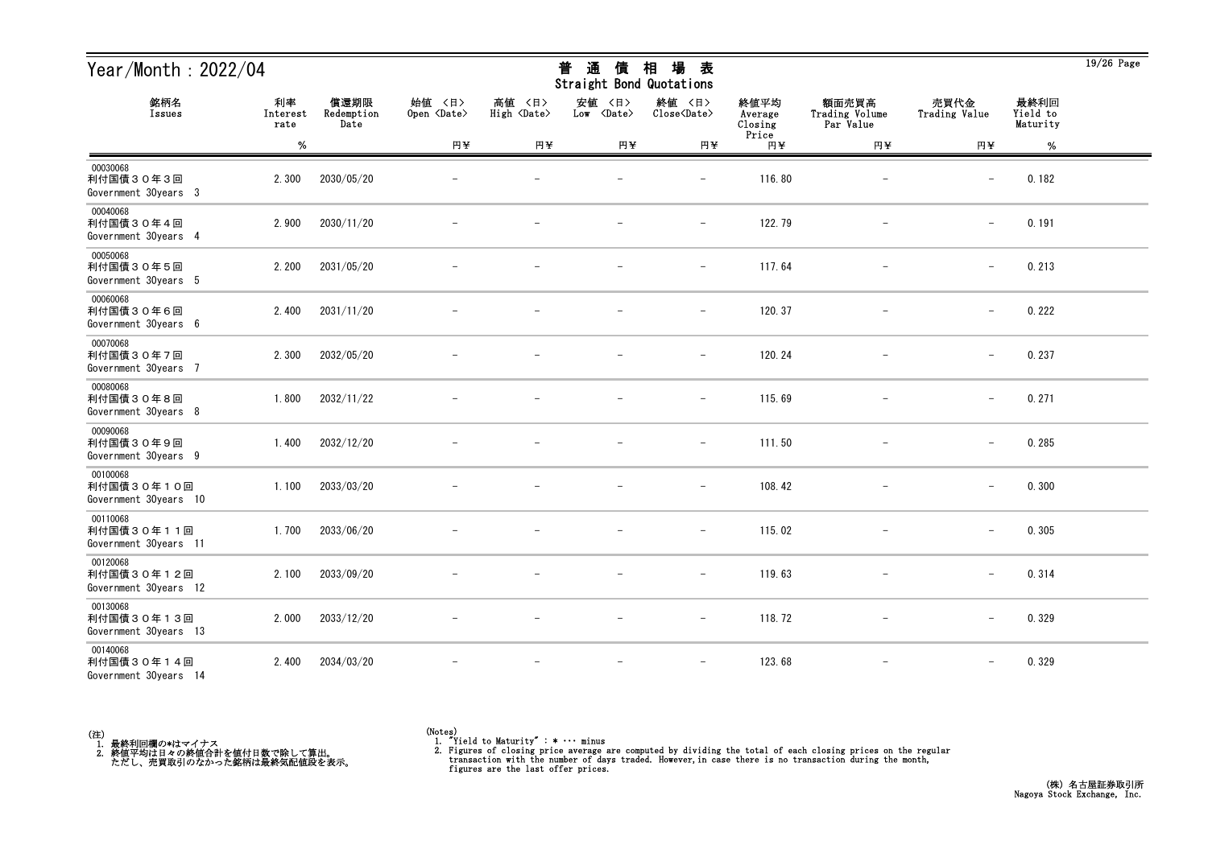# Year/Month : 2022/04

## 普 通 債 相 場 表
## Straight Bond Quotations

| 銘柄名<br>Issues | 利率<br>Interest rate<br>% | 償還期限<br>Redemption Date | 始値 <日><br>Open <Date><br>円¥ | 高値 <日><br>High <Date><br>円¥ | 安値 <日><br>Low <Date><br>円¥ | 終値 <日><br>Close<Date><br>円¥ | 終値平均<br>Average Closing Price<br>円¥ | 額面売買高<br>Trading Volume Par Value<br>円¥ | 売買代金<br>Trading Value<br>円¥ | 最終利回<br>Yield to Maturity<br>% |
|---|---|---|---|---|---|---|---|---|---|---|
| 00030068<br>利付国債３０年３回<br>Government 30years 3 | 2.300 | 2030/05/20 | − | − | − | − | 116.80 | − | − | 0.182 |
| 00040068<br>利付国債３０年４回<br>Government 30years 4 | 2.900 | 2030/11/20 | − | − | − | − | 122.79 | − | − | 0.191 |
| 00050068<br>利付国債３０年５回<br>Government 30years 5 | 2.200 | 2031/05/20 | − | − | − | − | 117.64 | − | − | 0.213 |
| 00060068<br>利付国債３０年６回<br>Government 30years 6 | 2.400 | 2031/11/20 | − | − | − | − | 120.37 | − | − | 0.222 |
| 00070068<br>利付国債３０年７回<br>Government 30years 7 | 2.300 | 2032/05/20 | − | − | − | − | 120.24 | − | − | 0.237 |
| 00080068<br>利付国債３０年８回<br>Government 30years 8 | 1.800 | 2032/11/22 | − | − | − | − | 115.69 | − | − | 0.271 |
| 00090068<br>利付国債３０年９回<br>Government 30years 9 | 1.400 | 2032/12/20 | − | − | − | − | 111.50 | − | − | 0.285 |
| 00100068<br>利付国債３０年１０回<br>Government 30years 10 | 1.100 | 2033/03/20 | − | − | − | − | 108.42 | − | − | 0.300 |
| 00110068<br>利付国債３０年１１回<br>Government 30years 11 | 1.700 | 2033/06/20 | − | − | − | − | 115.02 | − | − | 0.305 |
| 00120068<br>利付国債３０年１２回<br>Government 30years 12 | 2.100 | 2033/09/20 | − | − | − | − | 119.63 | − | − | 0.314 |
| 00130068<br>利付国債３０年１３回<br>Government 30years 13 | 2.000 | 2033/12/20 | − | − | − | − | 118.72 | − | − | 0.329 |
| 00140068<br>利付国債３０年１４回<br>Government 30years 14 | 2.400 | 2034/03/20 | − | − | − | − | 123.68 | − | − | 0.329 |

(注)
1. 最終利回欄の*はマイナス
2. 終値平均は日々の終値合計を値付日数で除して算出。
   ただし、売買取引のなかった銘柄は最終気配値段を表示。

(Notes)
1. "Yield to Maturity" : * ··· minus
2. Figures of closing price average are computed by dividing the total of each closing prices on the regular transaction with the number of days traded. However, in case there is no transaction during the month, figures are the last offer prices.

(株) 名古屋証券取引所
Nagoya Stock Exchange, Inc.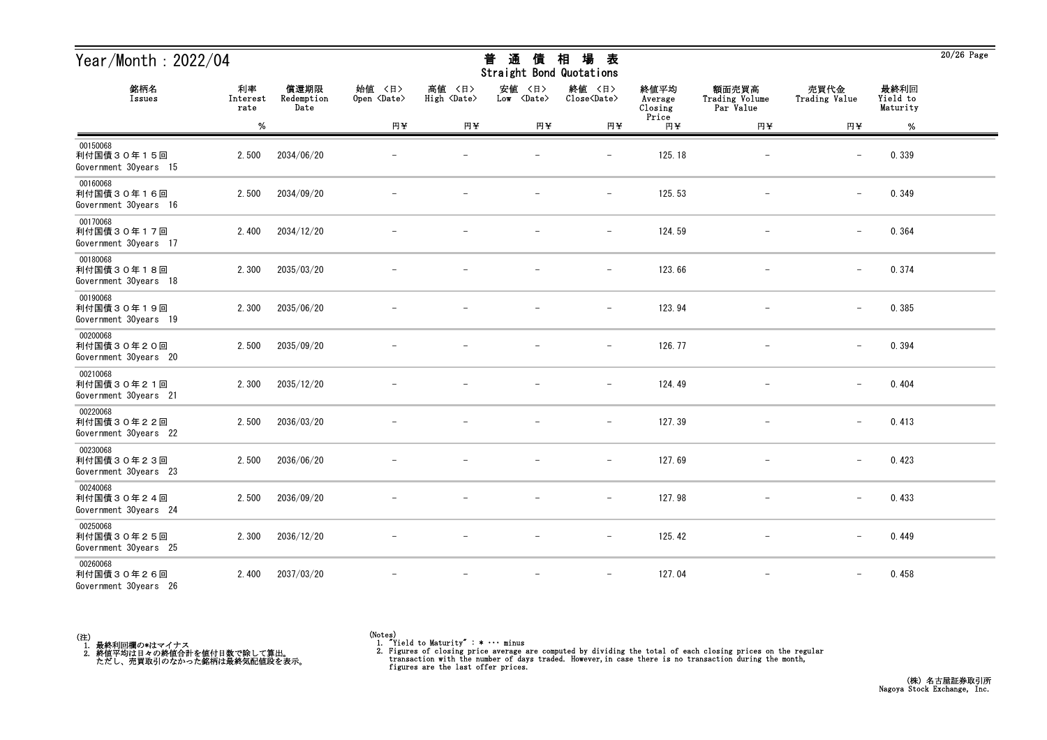# Year/Month : 2022/04

## 普 通 債 相 場 表
### Straight Bond Quotations

| 銘柄名<br>Issues | 利率<br>Interest rate | 償還期限<br>Redemption Date | 始値 〈日〉<br>Open 〈Date〉 | 高値 〈日〉<br>High 〈Date〉 | 安値 〈日〉<br>Low 〈Date〉 | 終値 〈日〉<br>Close〈Date〉 | 終値平均<br>Average Closing Price | 額面売買高<br>Trading Volume Par Value | 売買代金<br>Trading Value | 最終利回<br>Yield to Maturity |
|---|---|---|---|---|---|---|---|---|---|---|
| | % | | 円¥ | 円¥ | 円¥ | 円¥ | 円¥ | 円¥ | 円¥ | % |
| 00150068<br>利付国債30年15回<br>Government 30years 15 | 2.500 | 2034/06/20 | − | − | − | − | 125.18 | − | − | 0.339 |
| 00160068<br>利付国債30年16回<br>Government 30years 16 | 2.500 | 2034/09/20 | − | − | − | − | 125.53 | − | − | 0.349 |
| 00170068<br>利付国債30年17回<br>Government 30years 17 | 2.400 | 2034/12/20 | − | − | − | − | 124.59 | − | − | 0.364 |
| 00180068<br>利付国債30年18回<br>Government 30years 18 | 2.300 | 2035/03/20 | − | − | − | − | 123.66 | − | − | 0.374 |
| 00190068<br>利付国債30年19回<br>Government 30years 19 | 2.300 | 2035/06/20 | − | − | − | − | 123.94 | − | − | 0.385 |
| 00200068<br>利付国債30年20回<br>Government 30years 20 | 2.500 | 2035/09/20 | − | − | − | − | 126.77 | − | − | 0.394 |
| 00210068<br>利付国債30年21回<br>Government 30years 21 | 2.300 | 2035/12/20 | − | − | − | − | 124.49 | − | − | 0.404 |
| 00220068<br>利付国債30年22回<br>Government 30years 22 | 2.500 | 2036/03/20 | − | − | − | − | 127.39 | − | − | 0.413 |
| 00230068<br>利付国債30年23回<br>Government 30years 23 | 2.500 | 2036/06/20 | − | − | − | − | 127.69 | − | − | 0.423 |
| 00240068<br>利付国債30年24回<br>Government 30years 24 | 2.500 | 2036/09/20 | − | − | − | − | 127.98 | − | − | 0.433 |
| 00250068<br>利付国債30年25回<br>Government 30years 25 | 2.300 | 2036/12/20 | − | − | − | − | 125.42 | − | − | 0.449 |
| 00260068<br>利付国債30年26回<br>Government 30years 26 | 2.400 | 2037/03/20 | − | − | − | − | 127.04 | − | − | 0.458 |

(注)
1. 最終利回欄の*はマイナス
2. 終値平均は日々の終値合計を値付日数で除して算出。
   ただし、売買取引のなかった銘柄は最終気配値段を表示。

(Notes)
1. "Yield to Maturity" : * ··· minus
2. Figures of closing price average are computed by dividing the total of each closing prices on the regular transaction with the number of days traded. However,in case there is no transaction during the month, figures are the last offer prices.

(株) 名古屋証券取引所
Nagoya Stock Exchange, Inc.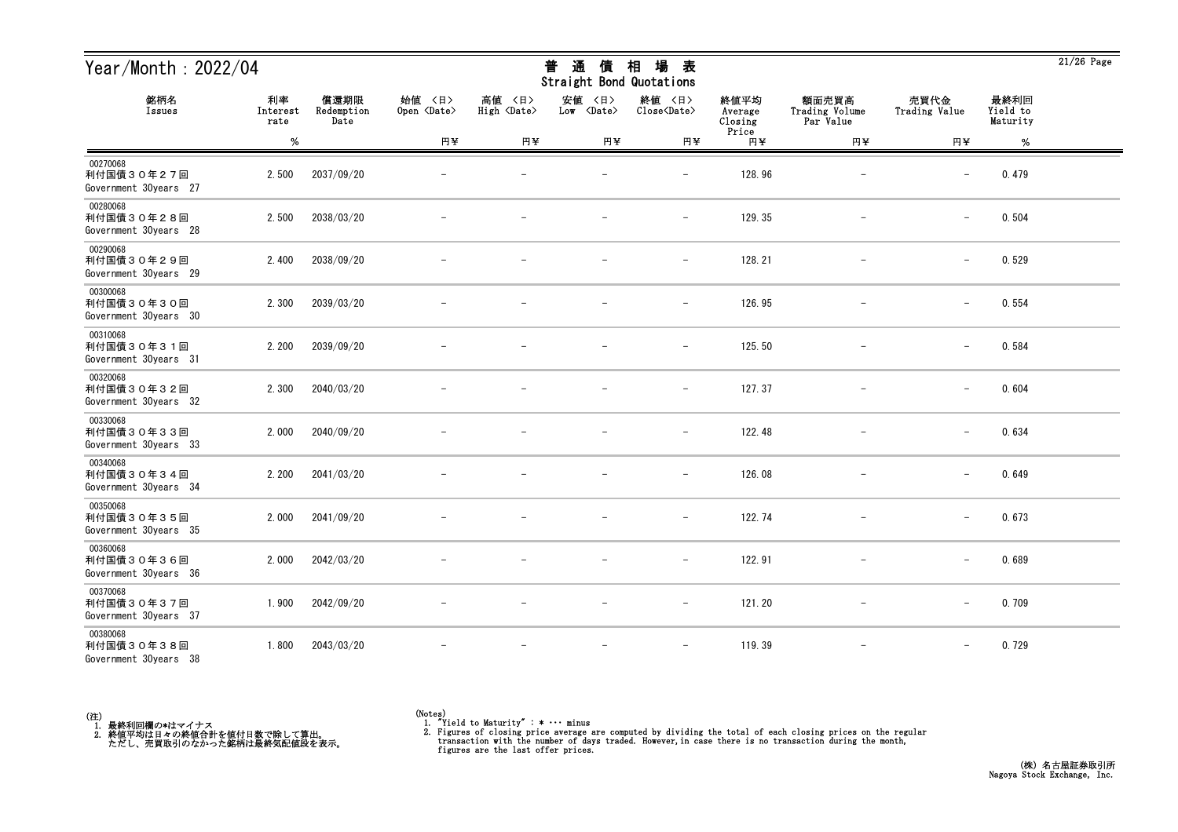# Year/Month：2022/04

## 普 通 債 相 場 表
Straight Bond Quotations

| 銘柄名 Issues | 利率 Interest rate % | 償還期限 Redemption Date | 始値 〈日〉 Open 〈Date〉 円¥ | 高値 〈日〉 High 〈Date〉 円¥ | 安値 〈日〉 Low 〈Date〉 円¥ | 終値 〈日〉 Close〈Date〉 円¥ | 終値平均 Average Closing Price 円¥ | 額面売買高 Trading Volume Par Value 円¥ | 売買代金 Trading Value 円¥ | 最終利回 Yield to Maturity % |
|---|---|---|---|---|---|---|---|---|---|---|
| 00270068 利付国債３０年２７回 Government 30years 27 | 2.500 | 2037/09/20 | － | － | － | － | 128.96 | － | － | 0.479 |
| 00280068 利付国債３０年２８回 Government 30years 28 | 2.500 | 2038/03/20 | － | － | － | － | 129.35 | － | － | 0.504 |
| 00290068 利付国債３０年２９回 Government 30years 29 | 2.400 | 2038/09/20 | － | － | － | － | 128.21 | － | － | 0.529 |
| 00300068 利付国債３０年３０回 Government 30years 30 | 2.300 | 2039/03/20 | － | － | － | － | 126.95 | － | － | 0.554 |
| 00310068 利付国債３０年３１回 Government 30years 31 | 2.200 | 2039/09/20 | － | － | － | － | 125.50 | － | － | 0.584 |
| 00320068 利付国債３０年３２回 Government 30years 32 | 2.300 | 2040/03/20 | － | － | － | － | 127.37 | － | － | 0.604 |
| 00330068 利付国債３０年３３回 Government 30years 33 | 2.000 | 2040/09/20 | － | － | － | － | 122.48 | － | － | 0.634 |
| 00340068 利付国債３０年３４回 Government 30years 34 | 2.200 | 2041/03/20 | － | － | － | － | 126.08 | － | － | 0.649 |
| 00350068 利付国債３０年３５回 Government 30years 35 | 2.000 | 2041/09/20 | － | － | － | － | 122.74 | － | － | 0.673 |
| 00360068 利付国債３０年３６回 Government 30years 36 | 2.000 | 2042/03/20 | － | － | － | － | 122.91 | － | － | 0.689 |
| 00370068 利付国債３０年３７回 Government 30years 37 | 1.900 | 2042/09/20 | － | － | － | － | 121.20 | － | － | 0.709 |
| 00380068 利付国債３０年３８回 Government 30years 38 | 1.800 | 2043/03/20 | － | － | － | － | 119.39 | － | － | 0.729 |

(注)
1. 最終利回欄の*はマイナス
2. 終値平均は日々の終値合計を値付日数で除して算出。
   ただし、売買取引のなかった銘柄は最終気配値段を表示。

(Notes)
1. "Yield to Maturity" : * ··· minus
2. Figures of closing price average are computed by dividing the total of each closing prices on the regular transaction with the number of days traded. However,in case there is no transaction during the month, figures are the last offer prices.

(株) 名古屋証券取引所
Nagoya Stock Exchange, Inc.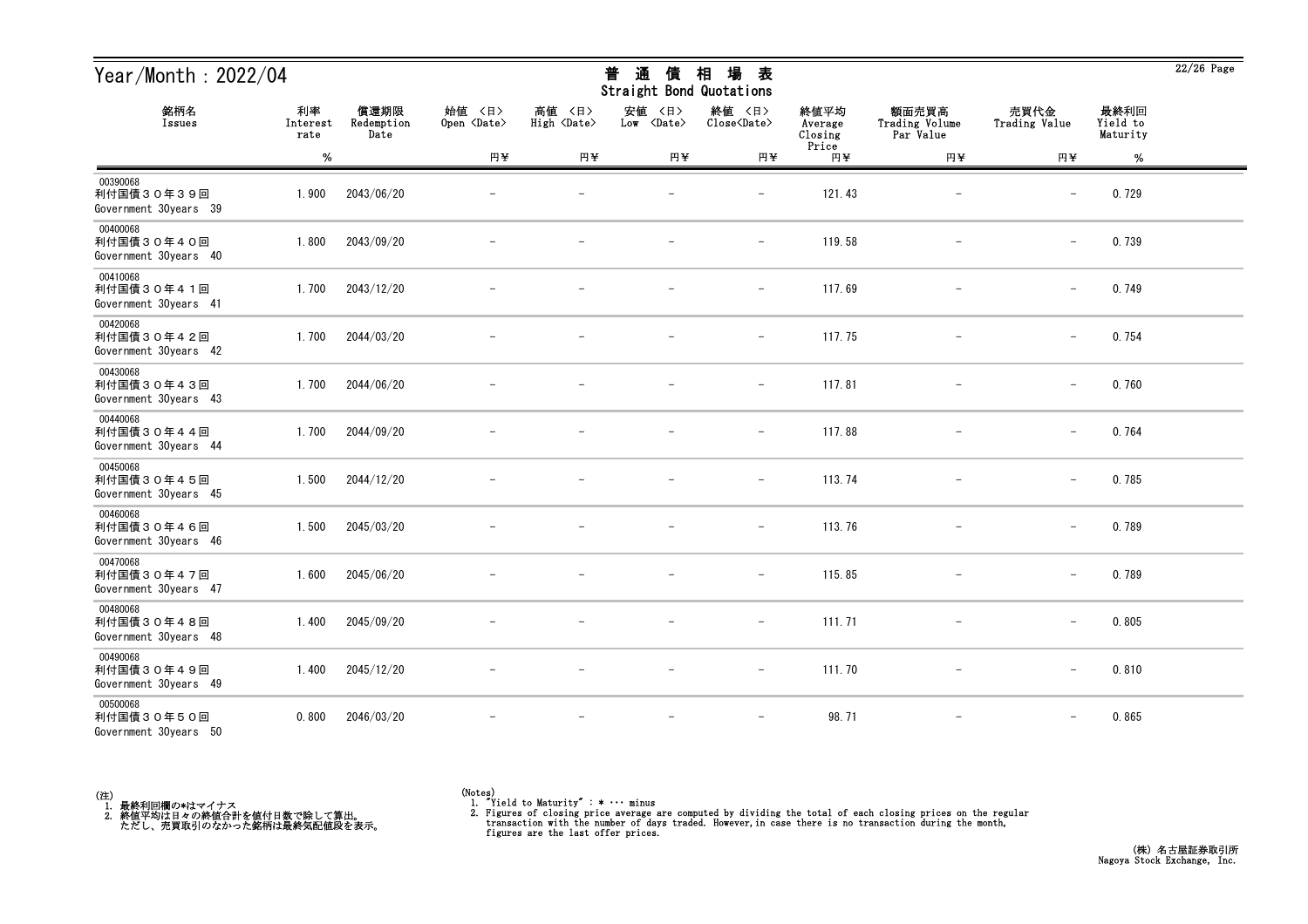# Year/Month：2022/04

## 普 通 債 相 場 表
## Straight Bond Quotations

| 銘柄名 Issues | 利率 Interest rate % | 償還期限 Redemption Date | 始値 <日> Open <Date> 円¥ | 高値 <日> High <Date> 円¥ | 安値 <日> Low <Date> 円¥ | 終値 <日> Close<Date> 円¥ | 終値平均 Average Closing Price 円¥ | 額面売買高 Trading Volume Par Value 円¥ | 売買代金 Trading Value 円¥ | 最終利回 Yield to Maturity % |
|---|---|---|---|---|---|---|---|---|---|---|
| 00390068 利付国債３０年３９回 Government 30years 39 | 1.900 | 2043/06/20 | － | － | － | － | 121.43 | － | － | 0.729 |
| 00400068 利付国債３０年４０回 Government 30years 40 | 1.800 | 2043/09/20 | － | － | － | － | 119.58 | － | － | 0.739 |
| 00410068 利付国債３０年４１回 Government 30years 41 | 1.700 | 2043/12/20 | － | － | － | － | 117.69 | － | － | 0.749 |
| 00420068 利付国債３０年４２回 Government 30years 42 | 1.700 | 2044/03/20 | － | － | － | － | 117.75 | － | － | 0.754 |
| 00430068 利付国債３０年４３回 Government 30years 43 | 1.700 | 2044/06/20 | － | － | － | － | 117.81 | － | － | 0.760 |
| 00440068 利付国債３０年４４回 Government 30years 44 | 1.700 | 2044/09/20 | － | － | － | － | 117.88 | － | － | 0.764 |
| 00450068 利付国債３０年４５回 Government 30years 45 | 1.500 | 2044/12/20 | － | － | － | － | 113.74 | － | － | 0.785 |
| 00460068 利付国債３０年４６回 Government 30years 46 | 1.500 | 2045/03/20 | － | － | － | － | 113.76 | － | － | 0.789 |
| 00470068 利付国債３０年４７回 Government 30years 47 | 1.600 | 2045/06/20 | － | － | － | － | 115.85 | － | － | 0.789 |
| 00480068 利付国債３０年４８回 Government 30years 48 | 1.400 | 2045/09/20 | － | － | － | － | 111.71 | － | － | 0.805 |
| 00490068 利付国債３０年４９回 Government 30years 49 | 1.400 | 2045/12/20 | － | － | － | － | 111.70 | － | － | 0.810 |
| 00500068 利付国債３０年５０回 Government 30years 50 | 0.800 | 2046/03/20 | － | － | － | － | 98.71 | － | － | 0.865 |

(注)
1. 最終利回欄の*はマイナス
2. 終値平均は日々の終値合計を値付日数で除して算出。
   ただし、売買取引のなかった銘柄は最終気配値段を表示。

(Notes)
1. "Yield to Maturity" : * ··· minus
2. Figures of closing price average are computed by dividing the total of each closing prices on the regular transaction with the number of days traded. However, in case there is no transaction during the month, figures are the last offer prices.

(株) 名古屋証券取引所
Nagoya Stock Exchange, Inc.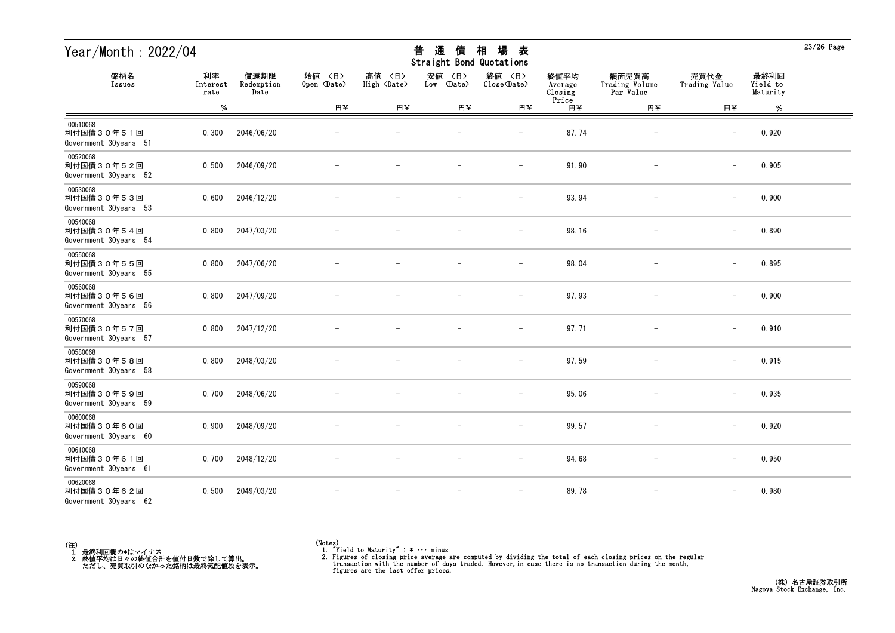# Year/Month：2022/04

## 普通債相場表
## Straight Bond Quotations

| 銘柄名<br>Issues | 利率<br>Interest rate | 償還期限<br>Redemption Date | 始値 〈日〉<br>Open 〈Date〉 | 高値 〈日〉<br>High 〈Date〉 | 安値 〈日〉<br>Low 〈Date〉 | 終値 〈日〉<br>Close〈Date〉 | 終値平均<br>Average Closing Price | 額面売買高<br>Trading Volume Par Value | 売買代金<br>Trading Value | 最終利回<br>Yield to Maturity |
|---|---|---|---|---|---|---|---|---|---|---|
| | % | | 円¥ | 円¥ | 円¥ | 円¥ | 円¥ | 円¥ | 円¥ | % |
| 00510068<br>利付国債３０年５１回<br>Government 30years 51 | 0.300 | 2046/06/20 | − | − | − | − | 87.74 | − | − | 0.920 |
| 00520068<br>利付国債３０年５２回<br>Government 30years 52 | 0.500 | 2046/09/20 | − | − | − | − | 91.90 | − | − | 0.905 |
| 00530068<br>利付国債３０年５３回<br>Government 30years 53 | 0.600 | 2046/12/20 | − | − | − | − | 93.94 | − | − | 0.900 |
| 00540068<br>利付国債３０年５４回<br>Government 30years 54 | 0.800 | 2047/03/20 | − | − | − | − | 98.16 | − | − | 0.890 |
| 00550068<br>利付国債３０年５５回<br>Government 30years 55 | 0.800 | 2047/06/20 | − | − | − | − | 98.04 | − | − | 0.895 |
| 00560068<br>利付国債３０年５６回<br>Government 30years 56 | 0.800 | 2047/09/20 | − | − | − | − | 97.93 | − | − | 0.900 |
| 00570068<br>利付国債３０年５７回<br>Government 30years 57 | 0.800 | 2047/12/20 | − | − | − | − | 97.71 | − | − | 0.910 |
| 00580068<br>利付国債３０年５８回<br>Government 30years 58 | 0.800 | 2048/03/20 | − | − | − | − | 97.59 | − | − | 0.915 |
| 00590068<br>利付国債３０年５９回<br>Government 30years 59 | 0.700 | 2048/06/20 | − | − | − | − | 95.06 | − | − | 0.935 |
| 00600068<br>利付国債３０年６０回<br>Government 30years 60 | 0.900 | 2048/09/20 | − | − | − | − | 99.57 | − | − | 0.920 |
| 00610068<br>利付国債３０年６１回<br>Government 30years 61 | 0.700 | 2048/12/20 | − | − | − | − | 94.68 | − | − | 0.950 |
| 00620068<br>利付国債３０年６２回<br>Government 30years 62 | 0.500 | 2049/03/20 | − | − | − | − | 89.78 | − | − | 0.980 |

(注)
1. 最終利回欄の*はマイナス
2. 終値平均は日々の終値合計を値付日数で除して算出。
   ただし、売買取引のなかった銘柄は最終気配値段を表示。

(Notes)
1. "Yield to Maturity" : * ··· minus
2. Figures of closing price average are computed by dividing the total of each closing prices on the regular transaction with the number of days traded. However,in case there is no transaction during the month, figures are the last offer prices.

(株) 名古屋証券取引所
Nagoya Stock Exchange, Inc.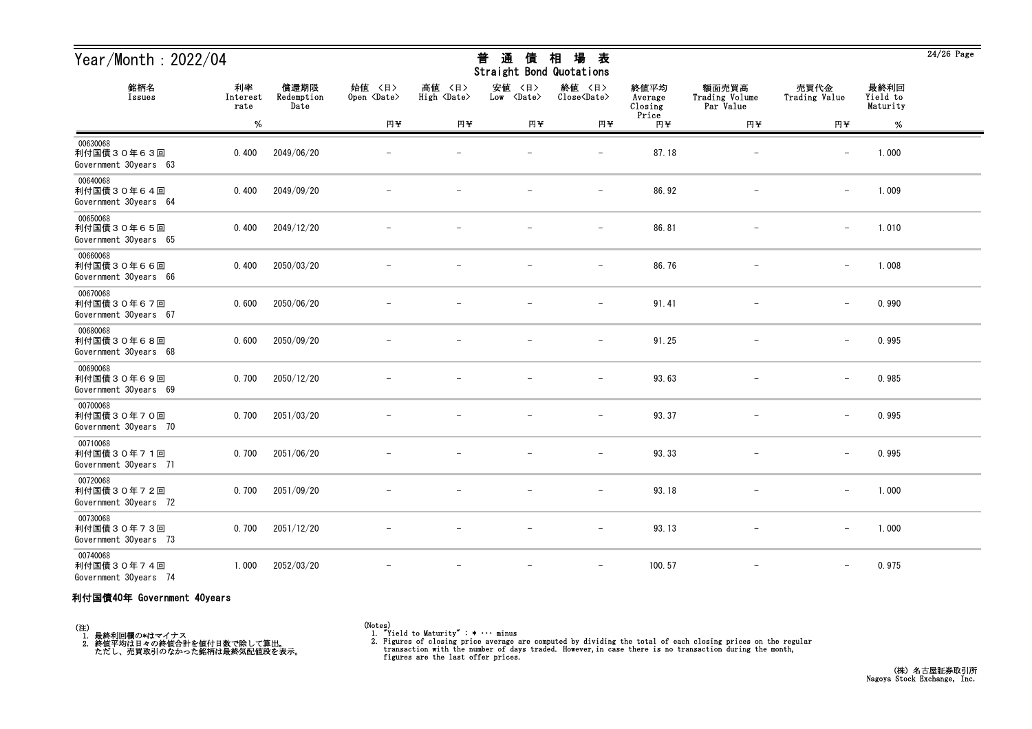# Year/Month : 2022/04

## 普 通 債 相 場 表
## Straight Bond Quotations

| 銘柄名 Issues | 利率 Interest rate % | 償還期限 Redemption Date | 始値 <日> Open <Date> 円¥ | 高値 <日> High <Date> 円¥ | 安値 <日> Low <Date> 円¥ | 終値 <日> Close<Date> 円¥ | 終値平均 Average Closing Price 円¥ | 額面売買高 Trading Volume Par Value 円¥ | 売買代金 Trading Value 円¥ | 最終利回 Yield to Maturity % |
|---|---|---|---|---|---|---|---|---|---|---|
| 00630068 利付国債３０年６３回 Government 30years 63 | 0.400 | 2049/06/20 | － | － | － | － | 87.18 | － | － | 1.000 |
| 00640068 利付国債３０年６４回 Government 30years 64 | 0.400 | 2049/09/20 | － | － | － | － | 86.92 | － | － | 1.009 |
| 00650068 利付国債３０年６５回 Government 30years 65 | 0.400 | 2049/12/20 | － | － | － | － | 86.81 | － | － | 1.010 |
| 00660068 利付国債３０年６６回 Government 30years 66 | 0.400 | 2050/03/20 | － | － | － | － | 86.76 | － | － | 1.008 |
| 00670068 利付国債３０年６７回 Government 30years 67 | 0.600 | 2050/06/20 | － | － | － | － | 91.41 | － | － | 0.990 |
| 00680068 利付国債３０年６８回 Government 30years 68 | 0.600 | 2050/09/20 | － | － | － | － | 91.25 | － | － | 0.995 |
| 00690068 利付国債３０年６９回 Government 30years 69 | 0.700 | 2050/12/20 | － | － | － | － | 93.63 | － | － | 0.985 |
| 00700068 利付国債３０年７０回 Government 30years 70 | 0.700 | 2051/03/20 | － | － | － | － | 93.37 | － | － | 0.995 |
| 00710068 利付国債３０年７１回 Government 30years 71 | 0.700 | 2051/06/20 | － | － | － | － | 93.33 | － | － | 0.995 |
| 00720068 利付国債３０年７２回 Government 30years 72 | 0.700 | 2051/09/20 | － | － | － | － | 93.18 | － | － | 1.000 |
| 00730068 利付国債３０年７３回 Government 30years 73 | 0.700 | 2051/12/20 | － | － | － | － | 93.13 | － | － | 1.000 |
| 00740068 利付国債３０年７４回 Government 30years 74 | 1.000 | 2052/03/20 | － | － | － | － | 100.57 | － | － | 0.975 |

**利付国債40年 Government 40years**

(注)
1. 最終利回欄の*はマイナス
2. 終値平均は日々の終値合計を値付日数で除して算出。
   ただし、売買取引のなかった銘柄は最終気配値段を表示。

(Notes)
1. "Yield to Maturity" : * ･･･ minus
2. Figures of closing price average are computed by dividing the total of each closing prices on the regular transaction with the number of days traded. However,in case there is no transaction during the month, figures are the last offer prices.

(株) 名古屋証券取引所
Nagoya Stock Exchange, Inc.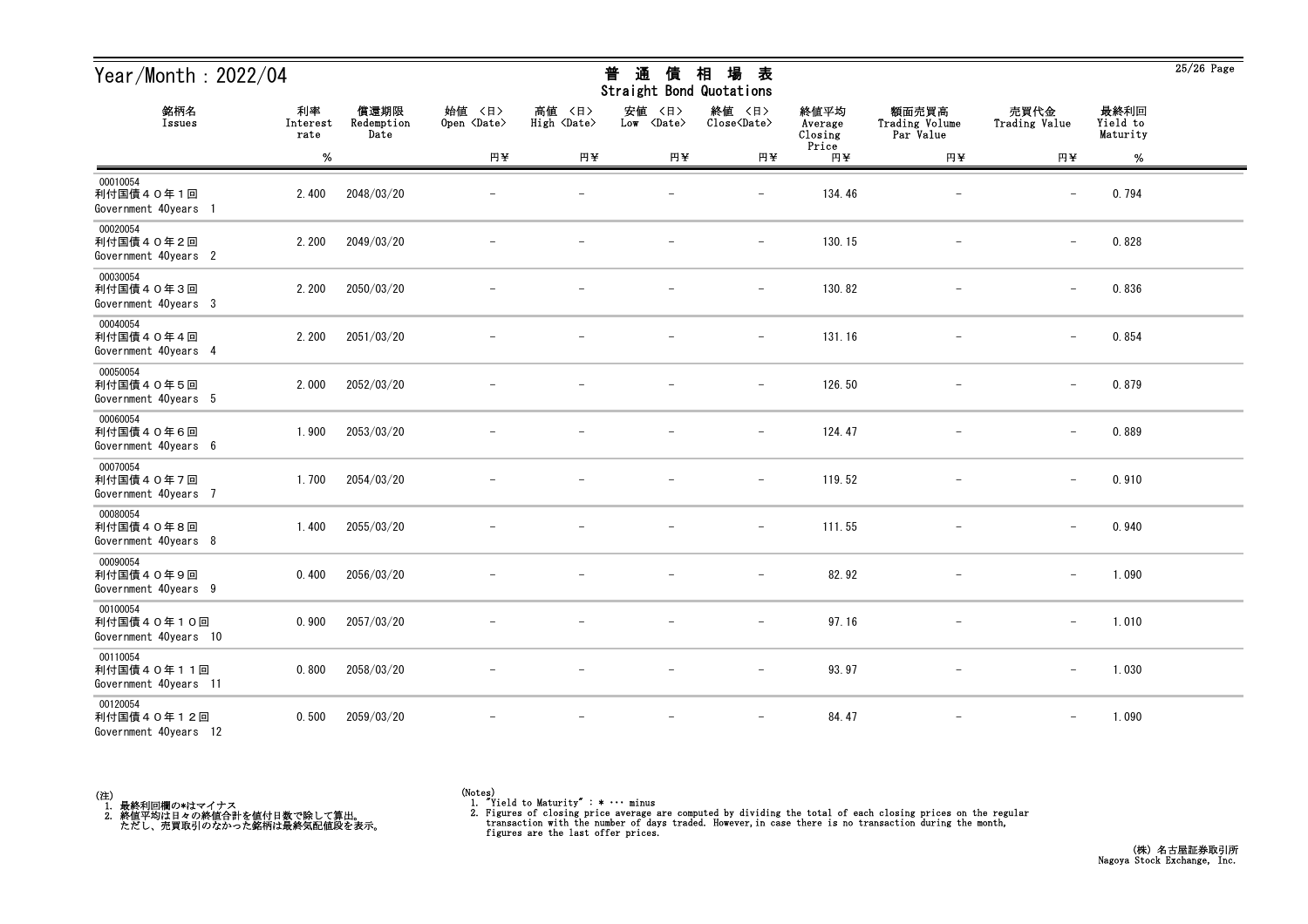# Year/Month：2022/04

## 普通債相場表
Straight Bond Quotations

| 銘柄名<br>Issues | 利率<br>Interest rate<br>% | 償還期限<br>Redemption Date | 始値 <日><br>Open <Date><br>円¥ | 高値 <日><br>High <Date><br>円¥ | 安値 <日><br>Low <Date><br>円¥ | 終値 <日><br>Close<Date><br>円¥ | 終値平均<br>Average Closing Price<br>円¥ | 額面売買高<br>Trading Volume Par Value<br>円¥ | 売買代金<br>Trading Value<br>円¥ | 最終利回<br>Yield to Maturity<br>% |
|---|---|---|---|---|---|---|---|---|---|---|
| 00010054<br>利付国債４０年１回<br>Government 40years 1 | 2.400 | 2048/03/20 | － | － | － | － | 134.46 | － | － | 0.794 |
| 00020054<br>利付国債４０年２回<br>Government 40years 2 | 2.200 | 2049/03/20 | － | － | － | － | 130.15 | － | － | 0.828 |
| 00030054<br>利付国債４０年３回<br>Government 40years 3 | 2.200 | 2050/03/20 | － | － | － | － | 130.82 | － | － | 0.836 |
| 00040054<br>利付国債４０年４回<br>Government 40years 4 | 2.200 | 2051/03/20 | － | － | － | － | 131.16 | － | － | 0.854 |
| 00050054<br>利付国債４０年５回<br>Government 40years 5 | 2.000 | 2052/03/20 | － | － | － | － | 126.50 | － | － | 0.879 |
| 00060054<br>利付国債４０年６回<br>Government 40years 6 | 1.900 | 2053/03/20 | － | － | － | － | 124.47 | － | － | 0.889 |
| 00070054<br>利付国債４０年７回<br>Government 40years 7 | 1.700 | 2054/03/20 | － | － | － | － | 119.52 | － | － | 0.910 |
| 00080054<br>利付国債４０年８回<br>Government 40years 8 | 1.400 | 2055/03/20 | － | － | － | － | 111.55 | － | － | 0.940 |
| 00090054<br>利付国債４０年９回<br>Government 40years 9 | 0.400 | 2056/03/20 | － | － | － | － | 82.92 | － | － | 1.090 |
| 00100054<br>利付国債４０年１０回<br>Government 40years 10 | 0.900 | 2057/03/20 | － | － | － | － | 97.16 | － | － | 1.010 |
| 00110054<br>利付国債４０年１１回<br>Government 40years 11 | 0.800 | 2058/03/20 | － | － | － | － | 93.97 | － | － | 1.030 |
| 00120054<br>利付国債４０年１２回<br>Government 40years 12 | 0.500 | 2059/03/20 | － | － | － | － | 84.47 | － | － | 1.090 |

(注)
1. 最終利回欄の*はマイナス
2. 終値平均は日々の終値合計を値付日数で除して算出。
   ただし、売買取引のなかった銘柄は最終気配値段を表示。

(Notes)
1. "Yield to Maturity" : * ··· minus
2. Figures of closing price average are computed by dividing the total of each closing prices on the regular transaction with the number of days traded. However,in case there is no transaction during the month, figures are the last offer prices.

(株) 名古屋証券取引所
Nagoya Stock Exchange, Inc.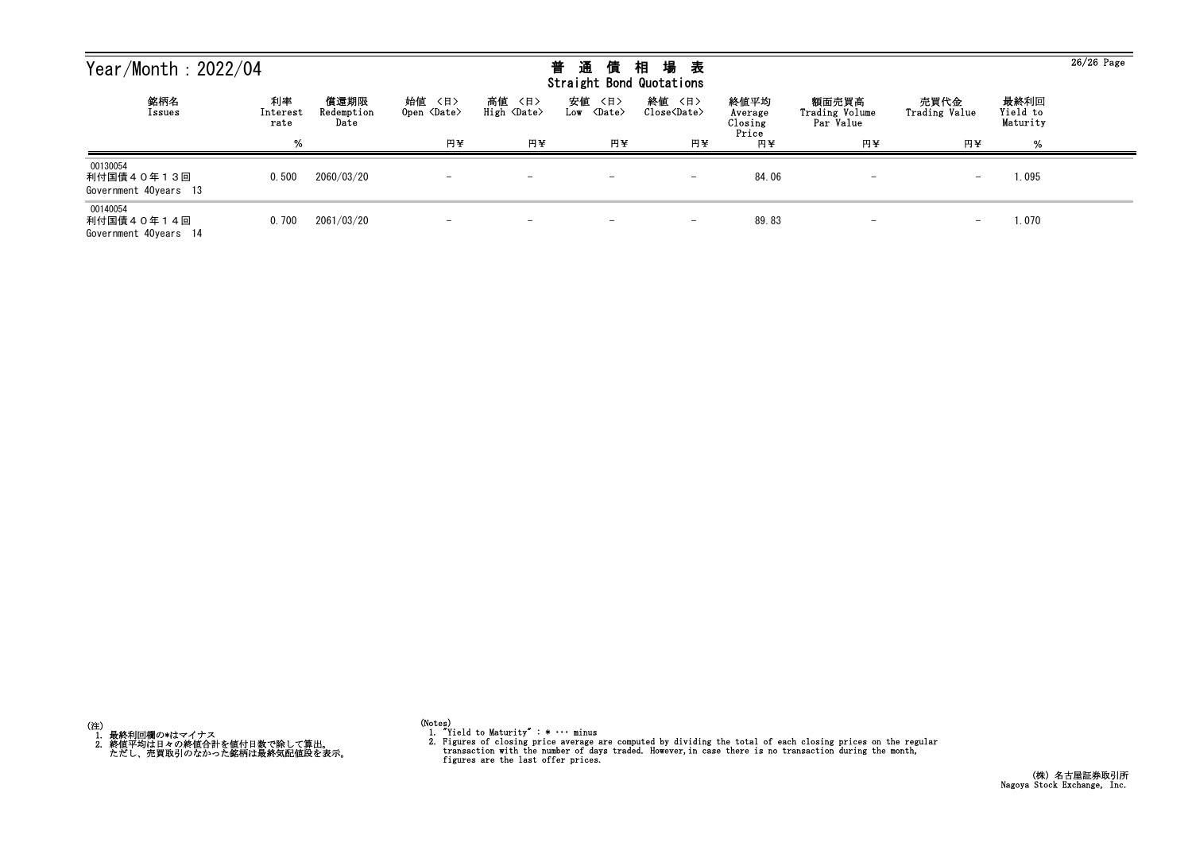Year/Month : 2022/04

# 普 通 債 相 場 表
## Straight Bond Quotations

| 銘柄名 Issues | 利率 Interest rate | 償還期限 Redemption Date | 始値 <日> Open <Date> | 高値 <日> High <Date> | 安値 <日> Low <Date> | 終値 <日> Close<Date> | 終値平均 Average Closing Price | 額面売買高 Trading Volume Par Value | 売買代金 Trading Value | 最終利回 Yield to Maturity |
|---|---|---|---|---|---|---|---|---|---|---|
| | % | | 円¥ | 円¥ | 円¥ | 円¥ | 円¥ | 円¥ | 円¥ | % |
| 00130054 利付国債40年13回 Government 40years 13 | 0.500 | 2060/03/20 | − | − | − | − | 84.06 | − | − | 1.095 |
| 00140054 利付国債40年14回 Government 40years 14 | 0.700 | 2061/03/20 | − | − | − | − | 89.83 | − | − | 1.070 |

(注)
1. 最終利回欄の*はマイナス
2. 終値平均は日々の終値合計を値付日数で除して算出。
   ただし、売買取引のなかった銘柄は最終気配値段を表示。

(Notes)
1. "Yield to Maturity" : * ··· minus
2. Figures of closing price average are computed by dividing the total of each closing prices on the regular transaction with the number of days traded. However,in case there is no transaction during the month, figures are the last offer prices.

(株) 名古屋証券取引所
Nagoya Stock Exchange, Inc.